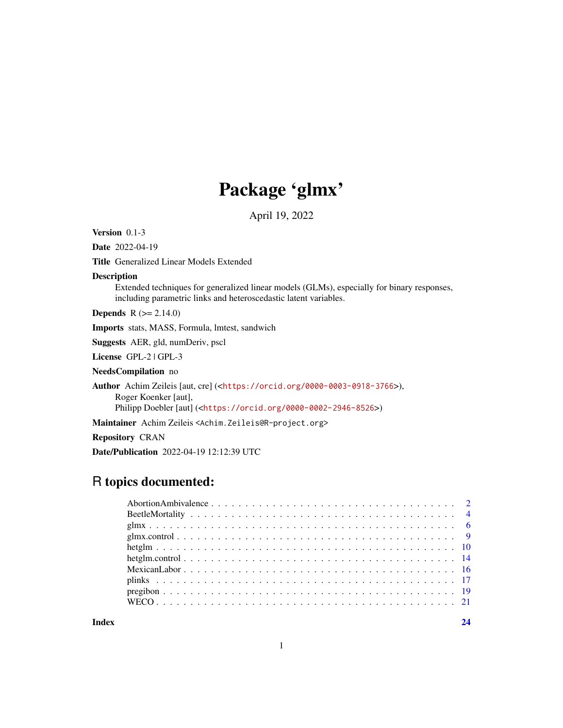# Package 'glmx'

April 19, 2022

**Version** 0.1-3

**Date** 2022-04-19

**Title** Generalized Linear Models Extended

**Description** Extended techniques for generalized linear models (GLMs), especially for binary responses, including parametric links and heteroscedastic latent variables.

**Depends** R (>= 2.14.0)

**Imports** stats, MASS, Formula, lmtest, sandwich

**Suggests** AER, gld, numDeriv, pscl

**License** GPL-2 | GPL-3

**NeedsCompilation** no

**Author** Achim Zeileis [aut, cre] (<https://orcid.org/0000-0003-0918-3766>), Roger Koenker [aut], Philipp Doebler [aut] (<https://orcid.org/0000-0002-2946-8526>)

**Maintainer** Achim Zeileis <Achim.Zeileis@R-project.org>

**Repository** CRAN

**Date/Publication** 2022-04-19 12:12:39 UTC

## R topics documented:

- AbortionAmbivalence . . . . . 2
- BeetleMortality . . . . . 4
- glmx . . . . . 6
- glmx.control . . . . . 9
- hetglm . . . . . 10
- hetglm.control . . . . . 14
- MexicanLabor . . . . . 16
- plinks . . . . . 17
- pregibon . . . . . 19
- WECO . . . . . 21

**Index** **24**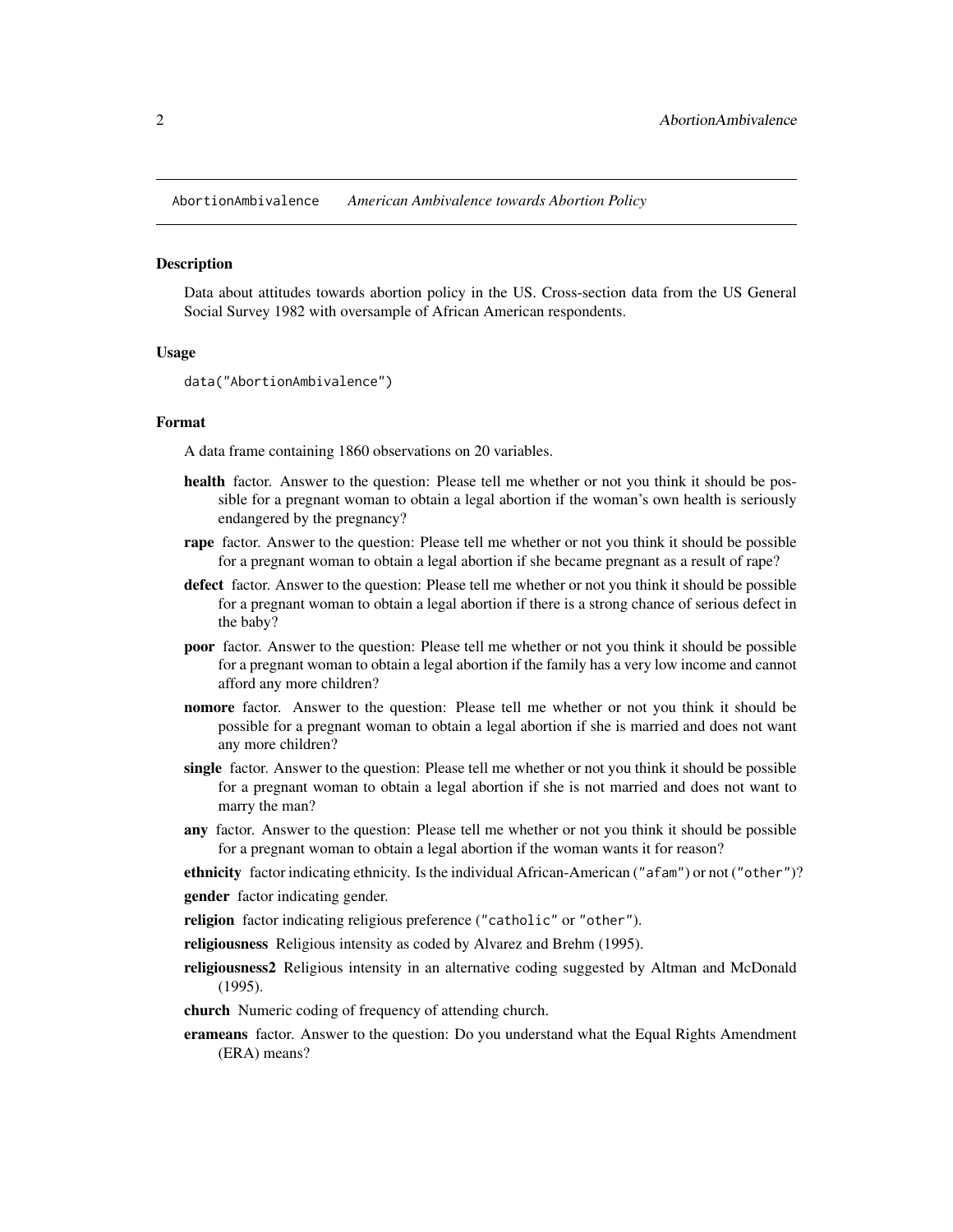AbortionAmbivalence *American Ambivalence towards Abortion Policy*

## Description

Data about attitudes towards abortion policy in the US. Cross-section data from the US General Social Survey 1982 with oversample of African American respondents.

## Usage

```
data("AbortionAmbivalence")
```

## Format

A data frame containing 1860 observations on 20 variables.

**health** factor. Answer to the question: Please tell me whether or not you think it should be possible for a pregnant woman to obtain a legal abortion if the woman's own health is seriously endangered by the pregnancy?

**rape** factor. Answer to the question: Please tell me whether or not you think it should be possible for a pregnant woman to obtain a legal abortion if she became pregnant as a result of rape?

**defect** factor. Answer to the question: Please tell me whether or not you think it should be possible for a pregnant woman to obtain a legal abortion if there is a strong chance of serious defect in the baby?

**poor** factor. Answer to the question: Please tell me whether or not you think it should be possible for a pregnant woman to obtain a legal abortion if the family has a very low income and cannot afford any more children?

**nomore** factor. Answer to the question: Please tell me whether or not you think it should be possible for a pregnant woman to obtain a legal abortion if she is married and does not want any more children?

**single** factor. Answer to the question: Please tell me whether or not you think it should be possible for a pregnant woman to obtain a legal abortion if she is not married and does not want to marry the man?

**any** factor. Answer to the question: Please tell me whether or not you think it should be possible for a pregnant woman to obtain a legal abortion if the woman wants it for reason?

**ethnicity** factor indicating ethnicity. Is the individual African-American (`"afam"`) or not (`"other"`)?

**gender** factor indicating gender.

**religion** factor indicating religious preference (`"catholic"` or `"other"`).

**religiousness** Religious intensity as coded by Alvarez and Brehm (1995).

**religiousness2** Religious intensity in an alternative coding suggested by Altman and McDonald (1995).

**church** Numeric coding of frequency of attending church.

**erameans** factor. Answer to the question: Do you understand what the Equal Rights Amendment (ERA) means?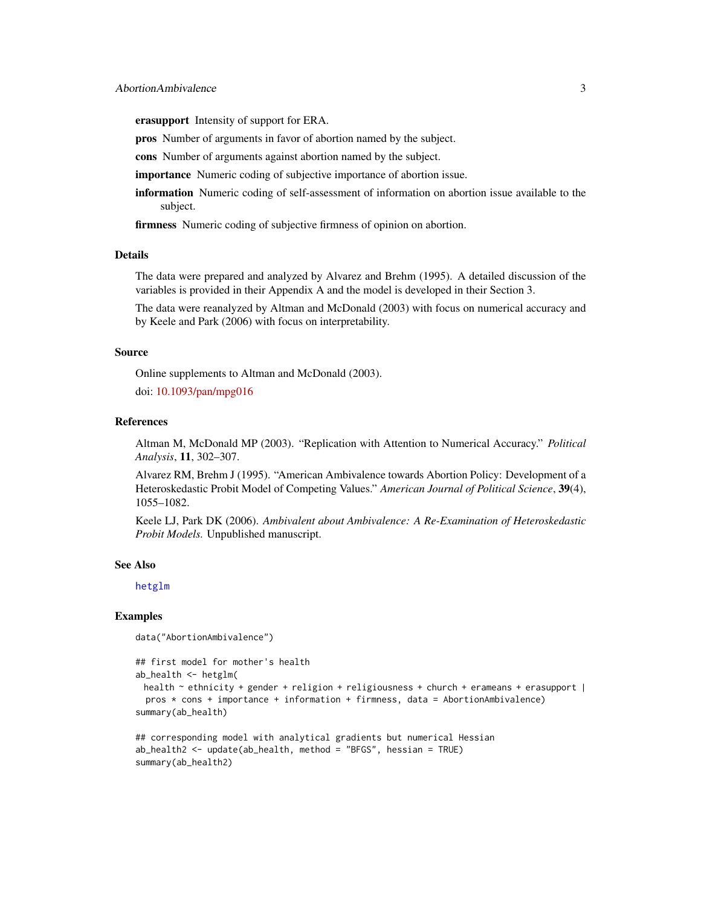**erasupport** Intensity of support for ERA.

**pros** Number of arguments in favor of abortion named by the subject.

**cons** Number of arguments against abortion named by the subject.

**importance** Numeric coding of subjective importance of abortion issue.

**information** Numeric coding of self-assessment of information on abortion issue available to the subject.

**firmness** Numeric coding of subjective firmness of opinion on abortion.

## Details

The data were prepared and analyzed by Alvarez and Brehm (1995). A detailed discussion of the variables is provided in their Appendix A and the model is developed in their Section 3.

The data were reanalyzed by Altman and McDonald (2003) with focus on numerical accuracy and by Keele and Park (2006) with focus on interpretability.

## Source

Online supplements to Altman and McDonald (2003).

doi: 10.1093/pan/mpg016

## References

Altman M, McDonald MP (2003). "Replication with Attention to Numerical Accuracy." *Political Analysis*, **11**, 302–307.

Alvarez RM, Brehm J (1995). "American Ambivalence towards Abortion Policy: Development of a Heteroskedastic Probit Model of Competing Values." *American Journal of Political Science*, **39**(4), 1055–1082.

Keele LJ, Park DK (2006). *Ambivalent about Ambivalence: A Re-Examination of Heteroskedastic Probit Models.* Unpublished manuscript.

## See Also

hetglm

## Examples

```
data("AbortionAmbivalence")

## first model for mother's health
ab_health <- hetglm(
  health ~ ethnicity + gender + religion + religiousness + church + erameans + erasupport |
   pros * cons + importance + information + firmness, data = AbortionAmbivalence)
summary(ab_health)

## corresponding model with analytical gradients but numerical Hessian
ab_health2 <- update(ab_health, method = "BFGS", hessian = TRUE)
summary(ab_health2)
```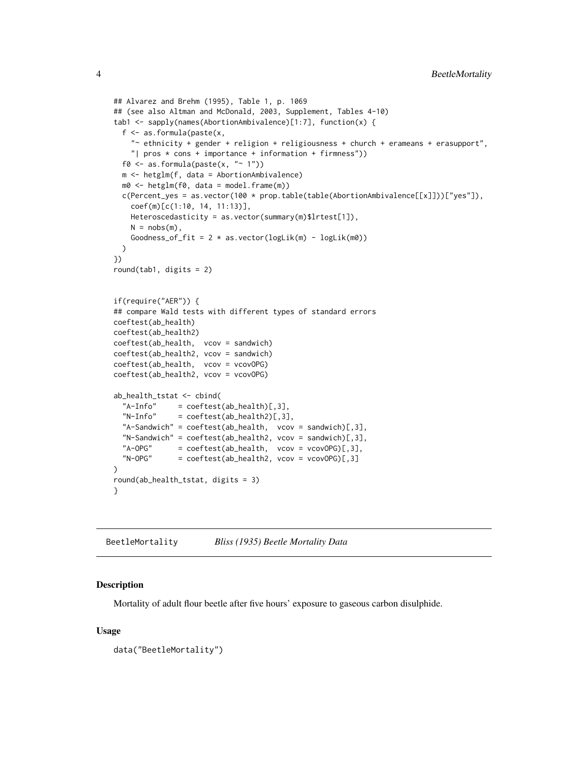```
## Alvarez and Brehm (1995), Table 1, p. 1069
## (see also Altman and McDonald, 2003, Supplement, Tables 4-10)
tab1 <- sapply(names(AbortionAmbivalence)[1:7], function(x) {
  f <- as.formula(paste(x,
    "~ ethnicity + gender + religion + religiousness + church + erameans + erasupport",
    "| pros * cons + importance + information + firmness"))
  f0 <- as.formula(paste(x, "~ 1"))
  m <- hetglm(f, data = AbortionAmbivalence)
  m0 <- hetglm(f0, data = model.frame(m))
  c(Percent_yes = as.vector(100 * prop.table(table(AbortionAmbivalence[[x]]))["yes"]),
    coef(m)[c(1:10, 14, 11:13)],
    Heteroscedasticity = as.vector(summary(m)$lrtest[1]),
    N = nobs(m),
    Goodness_of_fit = 2 * as.vector(logLik(m) - logLik(m0))
  )
})
round(tab1, digits = 2)


if(require("AER")) {
## compare Wald tests with different types of standard errors
coeftest(ab_health)
coeftest(ab_health2)
coeftest(ab_health,  vcov = sandwich)
coeftest(ab_health2, vcov = sandwich)
coeftest(ab_health,  vcov = vcovOPG)
coeftest(ab_health2, vcov = vcovOPG)

ab_health_tstat <- cbind(
  "A-Info"     = coeftest(ab_health)[,3],
  "N-Info"     = coeftest(ab_health2)[,3],
  "A-Sandwich" = coeftest(ab_health,  vcov = sandwich)[,3],
  "N-Sandwich" = coeftest(ab_health2, vcov = sandwich)[,3],
  "A-OPG"      = coeftest(ab_health,  vcov = vcovOPG)[,3],
  "N-OPG"      = coeftest(ab_health2, vcov = vcovOPG)[,3]
)
round(ab_health_tstat, digits = 3)
}
```

## BeetleMortality — *Bliss (1935) Beetle Mortality Data*

### Description

Mortality of adult flour beetle after five hours' exposure to gaseous carbon disulphide.

### Usage

```
data("BeetleMortality")
```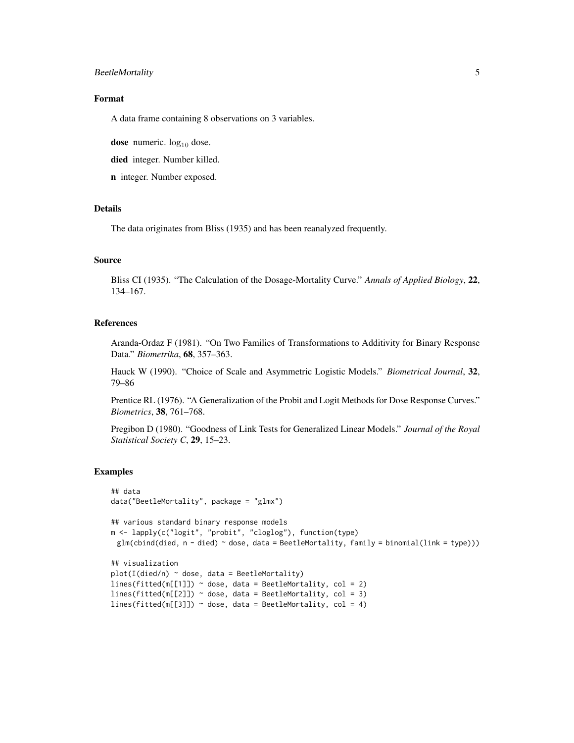### Format

A data frame containing 8 observations on 3 variables.

**dose** numeric. $\log_{10}$ dose.

**died** integer. Number killed.

**n** integer. Number exposed.

### Details

The data originates from Bliss (1935) and has been reanalyzed frequently.

### Source

Bliss CI (1935). "The Calculation of the Dosage-Mortality Curve." *Annals of Applied Biology*, **22**, 134–167.

### References

Aranda-Ordaz F (1981). "On Two Families of Transformations to Additivity for Binary Response Data." *Biometrika*, **68**, 357–363.

Hauck W (1990). "Choice of Scale and Asymmetric Logistic Models." *Biometrical Journal*, **32**, 79–86

Prentice RL (1976). "A Generalization of the Probit and Logit Methods for Dose Response Curves." *Biometrics*, **38**, 761–768.

Pregibon D (1980). "Goodness of Link Tests for Generalized Linear Models." *Journal of the Royal Statistical Society C*, **29**, 15–23.

### Examples

```
## data
data("BeetleMortality", package = "glmx")

## various standard binary response models
m <- lapply(c("logit", "probit", "cloglog"), function(type)
  glm(cbind(died, n - died) ~ dose, data = BeetleMortality, family = binomial(link = type)))

## visualization
plot(I(died/n) ~ dose, data = BeetleMortality)
lines(fitted(m[[1]]) ~ dose, data = BeetleMortality, col = 2)
lines(fitted(m[[2]]) ~ dose, data = BeetleMortality, col = 3)
lines(fitted(m[[3]]) ~ dose, data = BeetleMortality, col = 4)
```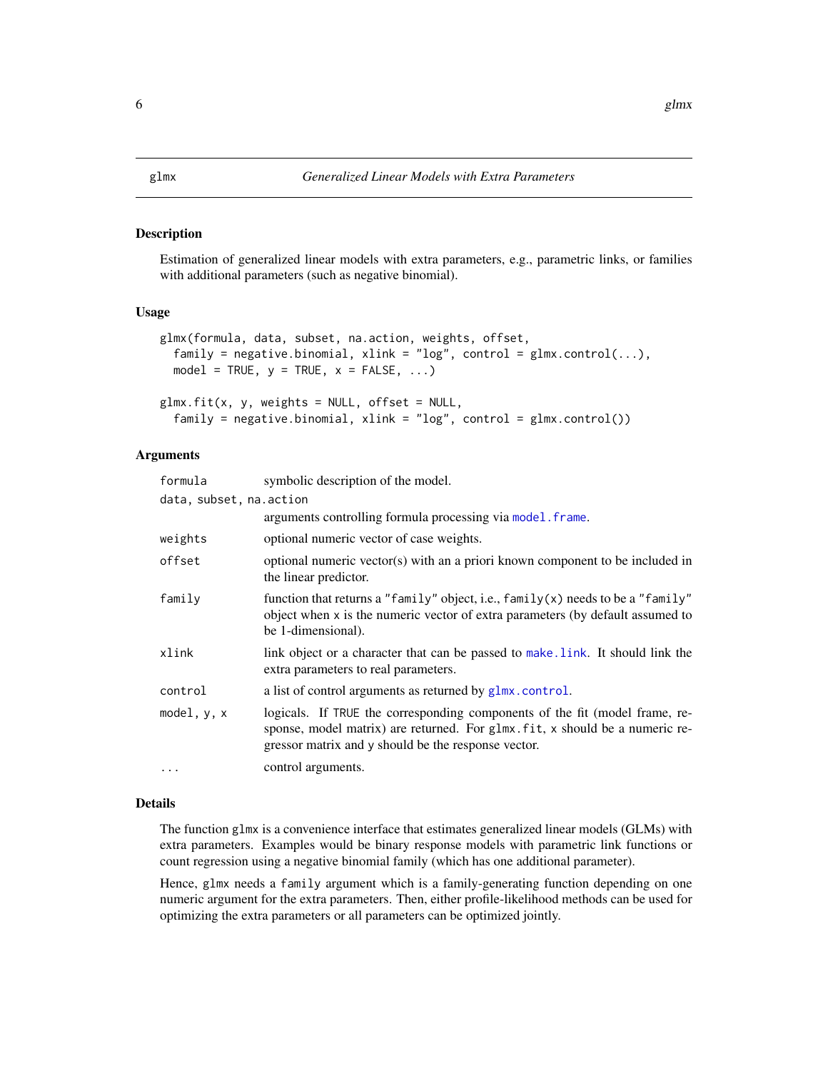## glmx — *Generalized Linear Models with Extra Parameters*

### Description

Estimation of generalized linear models with extra parameters, e.g., parametric links, or families with additional parameters (such as negative binomial).

### Usage

```
glmx(formula, data, subset, na.action, weights, offset,
  family = negative.binomial, xlink = "log", control = glmx.control(...),
  model = TRUE, y = TRUE, x = FALSE, ...)

glmx.fit(x, y, weights = NULL, offset = NULL,
  family = negative.binomial, xlink = "log", control = glmx.control())
```

### Arguments

| Argument | Description |
|---|---|
| `formula` | symbolic description of the model. |
| `data, subset, na.action` | arguments controlling formula processing via `model.frame`. |
| `weights` | optional numeric vector of case weights. |
| `offset` | optional numeric vector(s) with an a priori known component to be included in the linear predictor. |
| `family` | function that returns a `"family"` object, i.e., `family(x)` needs to be a `"family"` object when `x` is the numeric vector of extra parameters (by default assumed to be 1-dimensional). |
| `xlink` | link object or a character that can be passed to `make.link`. It should link the extra parameters to real parameters. |
| `control` | a list of control arguments as returned by `glmx.control`. |
| `model, y, x` | logicals. If `TRUE` the corresponding components of the fit (model frame, response, model matrix) are returned. For `glmx.fit`, `x` should be a numeric regressor matrix and `y` should be the response vector. |
| `...` | control arguments. |

### Details

The function `glmx` is a convenience interface that estimates generalized linear models (GLMs) with extra parameters. Examples would be binary response models with parametric link functions or count regression using a negative binomial family (which has one additional parameter).

Hence, `glmx` needs a `family` argument which is a family-generating function depending on one numeric argument for the extra parameters. Then, either profile-likelihood methods can be used for optimizing the extra parameters or all parameters can be optimized jointly.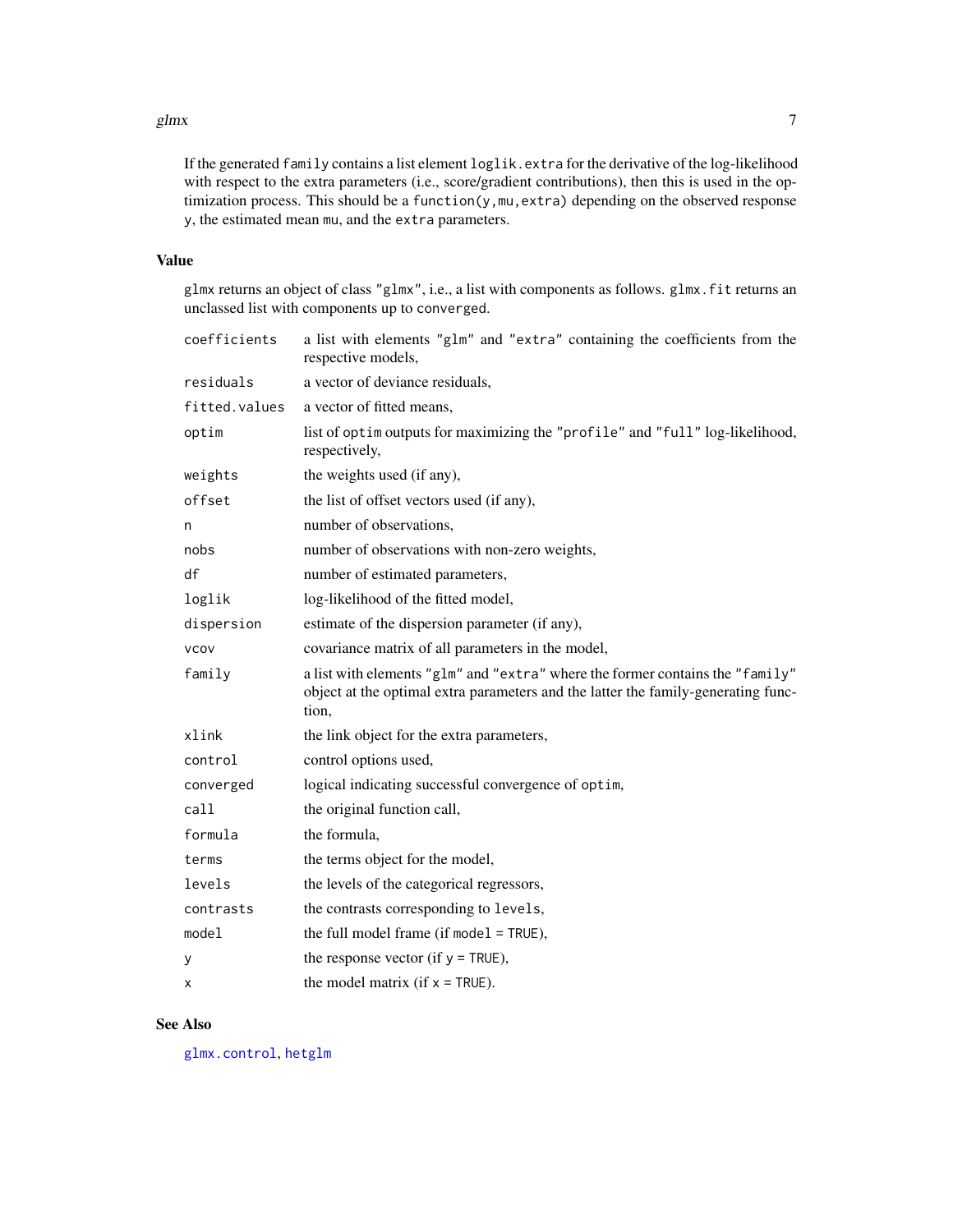If the generated `family` contains a list element `loglik.extra` for the derivative of the log-likelihood with respect to the extra parameters (i.e., score/gradient contributions), then this is used in the optimization process. This should be a `function(y,mu,extra)` depending on the observed response `y`, the estimated mean `mu`, and the `extra` parameters.

## Value

`glmx` returns an object of class `"glmx"`, i.e., a list with components as follows. `glmx.fit` returns an unclassed list with components up to `converged`.

| | |
|---|---|
| `coefficients` | a list with elements `"glm"` and `"extra"` containing the coefficients from the respective models, |
| `residuals` | a vector of deviance residuals, |
| `fitted.values` | a vector of fitted means, |
| `optim` | list of `optim` outputs for maximizing the `"profile"` and `"full"` log-likelihood, respectively, |
| `weights` | the weights used (if any), |
| `offset` | the list of offset vectors used (if any), |
| `n` | number of observations, |
| `nobs` | number of observations with non-zero weights, |
| `df` | number of estimated parameters, |
| `loglik` | log-likelihood of the fitted model, |
| `dispersion` | estimate of the dispersion parameter (if any), |
| `vcov` | covariance matrix of all parameters in the model, |
| `family` | a list with elements `"glm"` and `"extra"` where the former contains the `"family"` object at the optimal extra parameters and the latter the family-generating function, |
| `xlink` | the link object for the extra parameters, |
| `control` | control options used, |
| `converged` | logical indicating successful convergence of `optim`, |
| `call` | the original function call, |
| `formula` | the formula, |
| `terms` | the terms object for the model, |
| `levels` | the levels of the categorical regressors, |
| `contrasts` | the contrasts corresponding to `levels`, |
| `model` | the full model frame (if `model = TRUE`), |
| `y` | the response vector (if `y = TRUE`), |
| `x` | the model matrix (if `x = TRUE`). |

## See Also

`glmx.control`, `hetglm`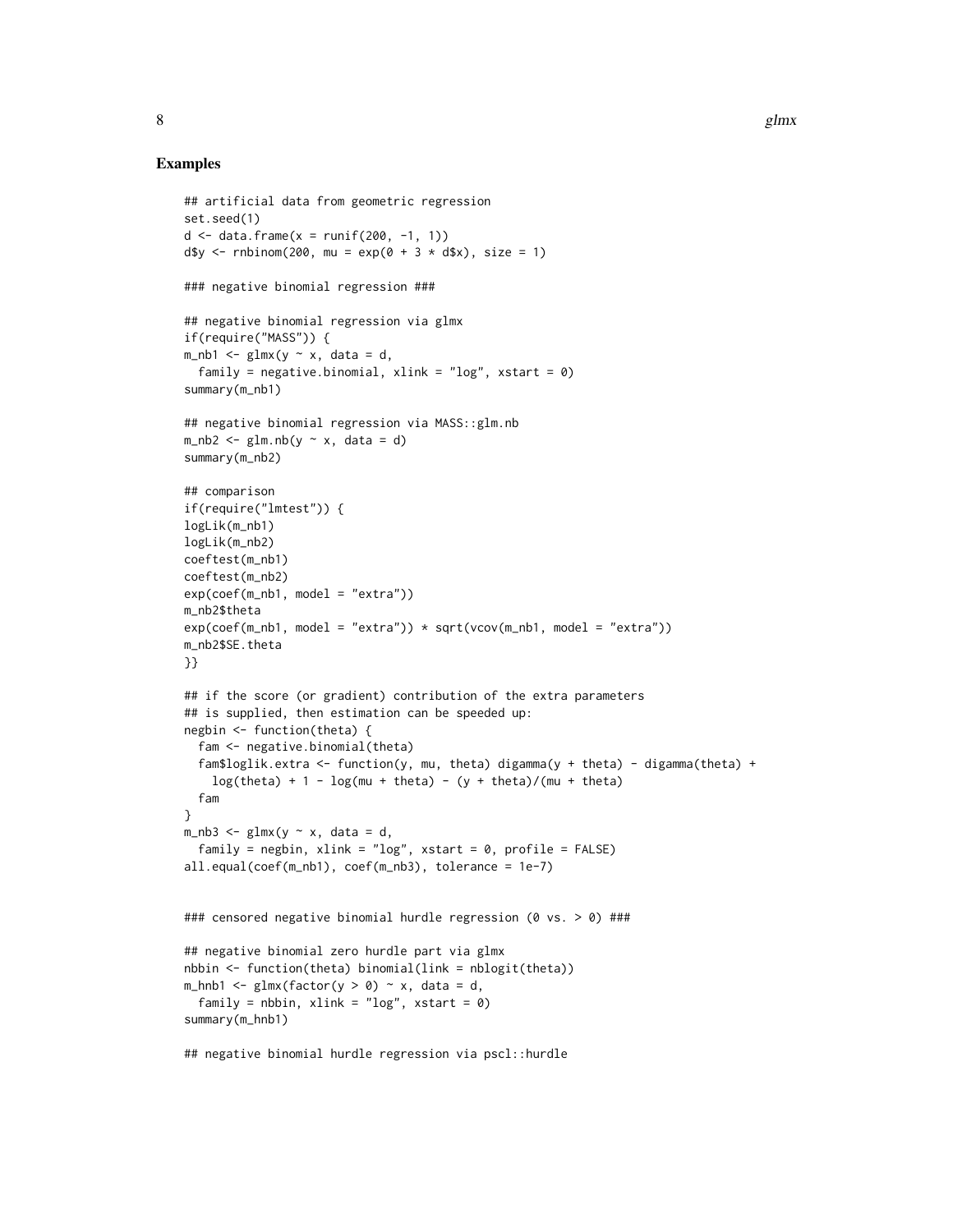## Examples

```
## artificial data from geometric regression
set.seed(1)
d <- data.frame(x = runif(200, -1, 1))
d$y <- rnbinom(200, mu = exp(0 + 3 * d$x), size = 1)

### negative binomial regression ###

## negative binomial regression via glmx
if(require("MASS")) {
m_nb1 <- glmx(y ~ x, data = d,
  family = negative.binomial, xlink = "log", xstart = 0)
summary(m_nb1)

## negative binomial regression via MASS::glm.nb
m_nb2 <- glm.nb(y ~ x, data = d)
summary(m_nb2)

## comparison
if(require("lmtest")) {
logLik(m_nb1)
logLik(m_nb2)
coeftest(m_nb1)
coeftest(m_nb2)
exp(coef(m_nb1, model = "extra"))
m_nb2$theta
exp(coef(m_nb1, model = "extra")) * sqrt(vcov(m_nb1, model = "extra"))
m_nb2$SE.theta
}}

## if the score (or gradient) contribution of the extra parameters
## is supplied, then estimation can be speeded up:
negbin <- function(theta) {
  fam <- negative.binomial(theta)
  fam$loglik.extra <- function(y, mu, theta) digamma(y + theta) - digamma(theta) +
    log(theta) + 1 - log(mu + theta) - (y + theta)/(mu + theta)
  fam
}
m_nb3 <- glmx(y ~ x, data = d,
  family = negbin, xlink = "log", xstart = 0, profile = FALSE)
all.equal(coef(m_nb1), coef(m_nb3), tolerance = 1e-7)


### censored negative binomial hurdle regression (0 vs. > 0) ###

## negative binomial zero hurdle part via glmx
nbbin <- function(theta) binomial(link = nblogit(theta))
m_hnb1 <- glmx(factor(y > 0) ~ x, data = d,
  family = nbbin, xlink = "log", xstart = 0)
summary(m_hnb1)

## negative binomial hurdle regression via pscl::hurdle
```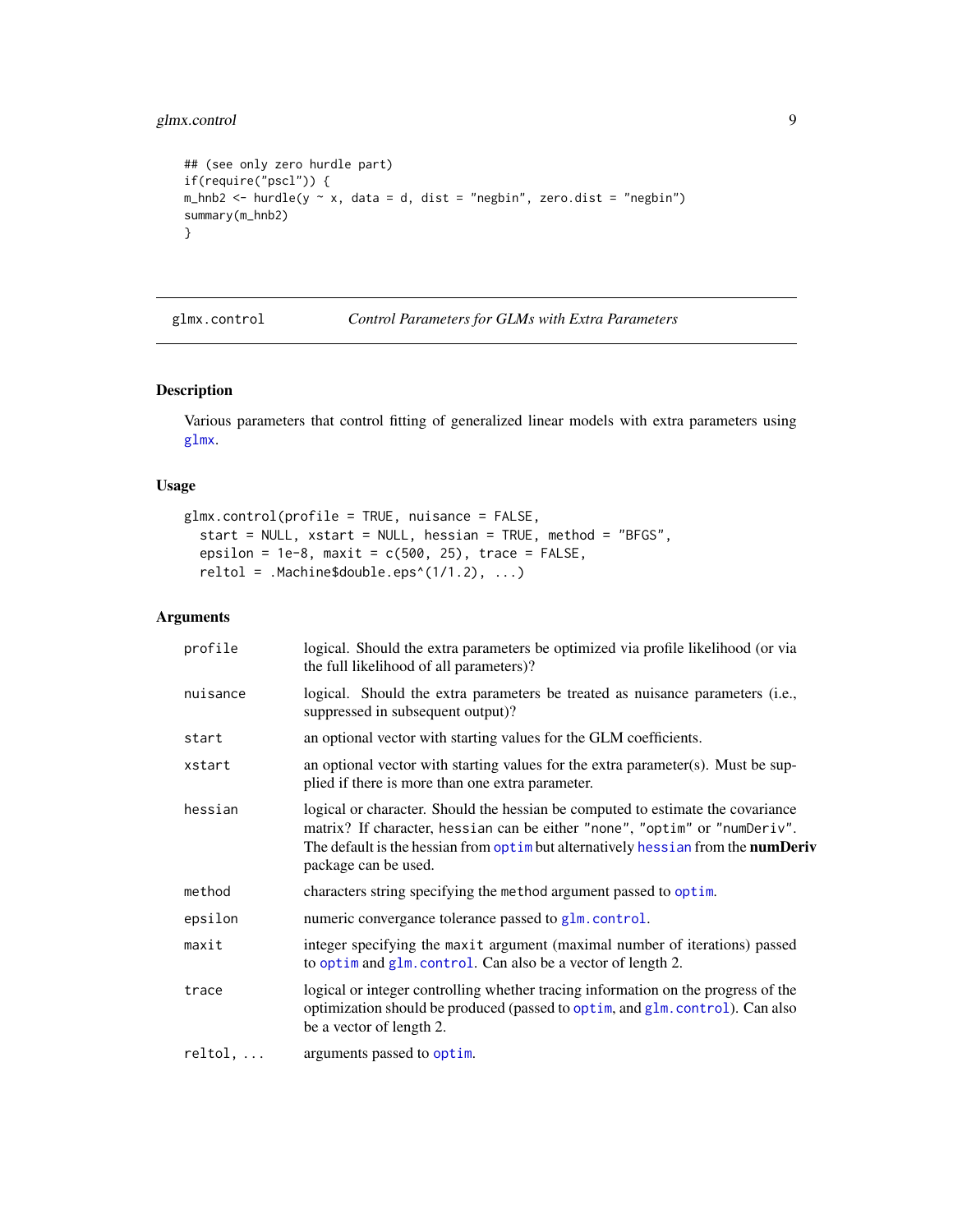```
## (see only zero hurdle part)
if(require("pscl")) {
m_hnb2 <- hurdle(y ~ x, data = d, dist = "negbin", zero.dist = "negbin")
summary(m_hnb2)
}
```

---

glmx.control — *Control Parameters for GLMs with Extra Parameters*

---

## Description

Various parameters that control fitting of generalized linear models with extra parameters using glmx.

## Usage

```
glmx.control(profile = TRUE, nuisance = FALSE,
  start = NULL, xstart = NULL, hessian = TRUE, method = "BFGS",
  epsilon = 1e-8, maxit = c(500, 25), trace = FALSE,
  reltol = .Machine$double.eps^(1/1.2), ...)
```

## Arguments

| | |
|---|---|
| `profile` | logical. Should the extra parameters be optimized via profile likelihood (or via the full likelihood of all parameters)? |
| `nuisance` | logical. Should the extra parameters be treated as nuisance parameters (i.e., suppressed in subsequent output)? |
| `start` | an optional vector with starting values for the GLM coefficients. |
| `xstart` | an optional vector with starting values for the extra parameter(s). Must be supplied if there is more than one extra parameter. |
| `hessian` | logical or character. Should the hessian be computed to estimate the covariance matrix? If character, `hessian` can be either `"none"`, `"optim"` or `"numDeriv"`. The default is the hessian from `optim` but alternatively `hessian` from the **numDeriv** package can be used. |
| `method` | characters string specifying the `method` argument passed to `optim`. |
| `epsilon` | numeric convergance tolerance passed to `glm.control`. |
| `maxit` | integer specifying the `maxit` argument (maximal number of iterations) passed to `optim` and `glm.control`. Can also be a vector of length 2. |
| `trace` | logical or integer controlling whether tracing information on the progress of the optimization should be produced (passed to `optim`, and `glm.control`). Can also be a vector of length 2. |
| `reltol, ...` | arguments passed to `optim`. |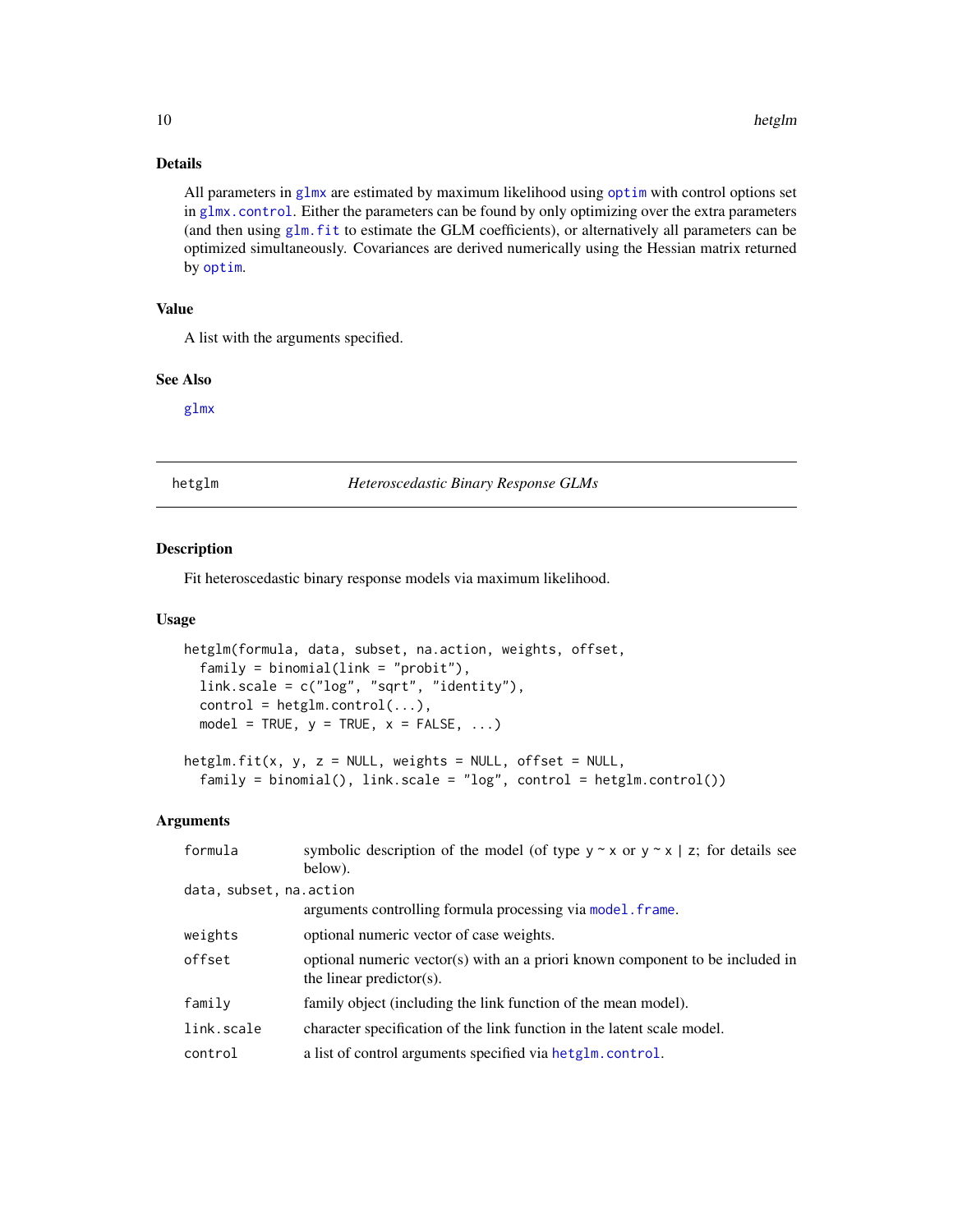### Details

All parameters in glmx are estimated by maximum likelihood using optim with control options set in glmx.control. Either the parameters can be found by only optimizing over the extra parameters (and then using glm.fit to estimate the GLM coefficients), or alternatively all parameters can be optimized simultaneously. Covariances are derived numerically using the Hessian matrix returned by optim.

### Value

A list with the arguments specified.

### See Also

glmx

---

## hetglm — *Heteroscedastic Binary Response GLMs*

---

### Description

Fit heteroscedastic binary response models via maximum likelihood.

### Usage

```
hetglm(formula, data, subset, na.action, weights, offset,
  family = binomial(link = "probit"),
  link.scale = c("log", "sqrt", "identity"),
  control = hetglm.control(...),
  model = TRUE, y = TRUE, x = FALSE, ...)

hetglm.fit(x, y, z = NULL, weights = NULL, offset = NULL,
  family = binomial(), link.scale = "log", control = hetglm.control())
```

### Arguments

| | |
|---|---|
| `formula` | symbolic description of the model (of type `y ~ x` or `y ~ x | z`; for details see below). |
| `data, subset, na.action` | arguments controlling formula processing via model.frame. |
| `weights` | optional numeric vector of case weights. |
| `offset` | optional numeric vector(s) with an a priori known component to be included in the linear predictor(s). |
| `family` | family object (including the link function of the mean model). |
| `link.scale` | character specification of the link function in the latent scale model. |
| `control` | a list of control arguments specified via hetglm.control. |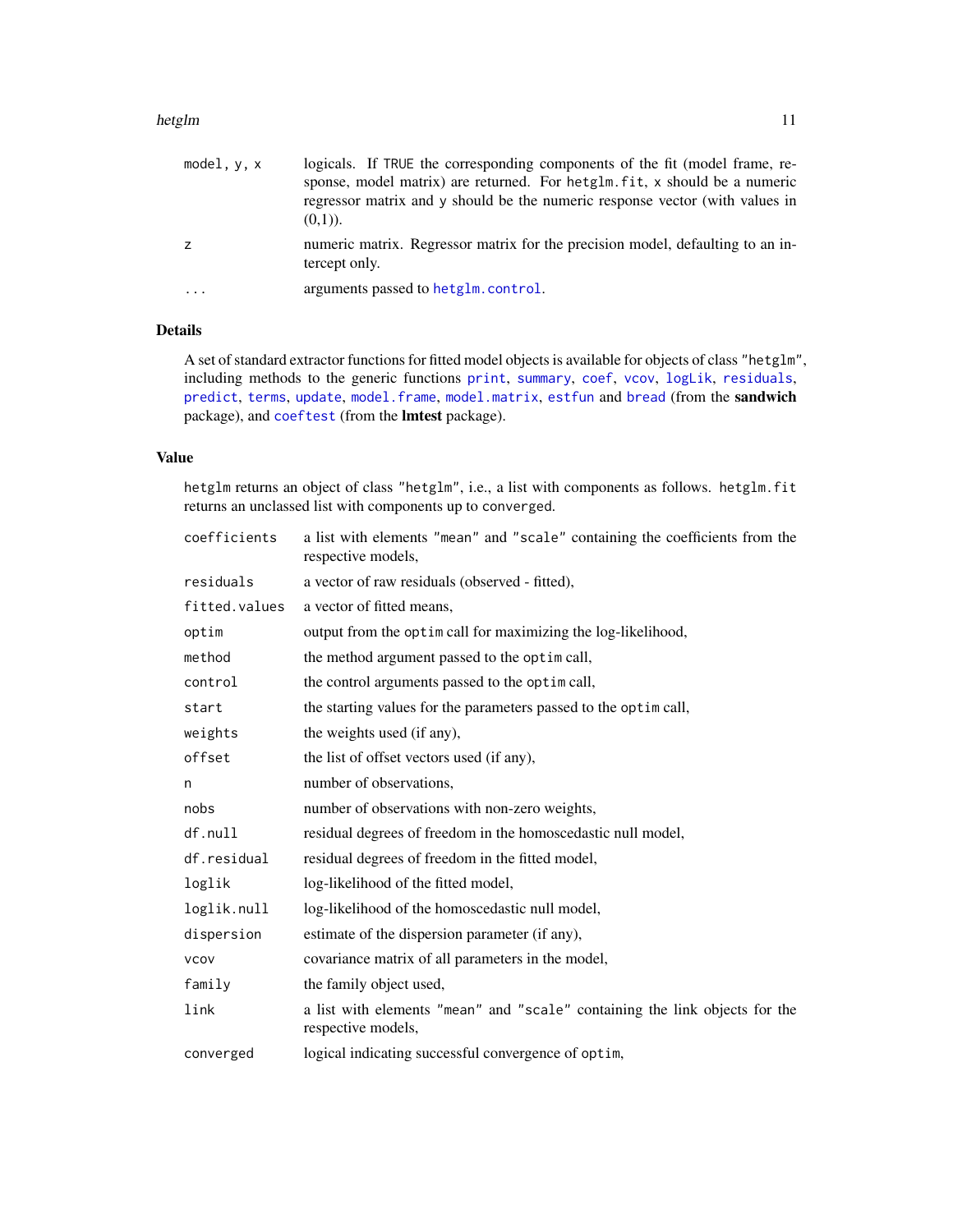| | |
|---|---|
| `model, y, x` | logicals. If `TRUE` the corresponding components of the fit (model frame, response, model matrix) are returned. For `hetglm.fit`, `x` should be a numeric regressor matrix and `y` should be the numeric response vector (with values in (0,1)). |
| `z` | numeric matrix. Regressor matrix for the precision model, defaulting to an intercept only. |
| `...` | arguments passed to `hetglm.control`. |

## Details

A set of standard extractor functions for fitted model objects is available for objects of class `"hetglm"`, including methods to the generic functions `print`, `summary`, `coef`, `vcov`, `logLik`, `residuals`, `predict`, `terms`, `update`, `model.frame`, `model.matrix`, `estfun` and `bread` (from the **sandwich** package), and `coeftest` (from the **lmtest** package).

## Value

`hetglm` returns an object of class `"hetglm"`, i.e., a list with components as follows. `hetglm.fit` returns an unclassed list with components up to `converged`.

| | |
|---|---|
| `coefficients` | a list with elements `"mean"` and `"scale"` containing the coefficients from the respective models, |
| `residuals` | a vector of raw residuals (observed - fitted), |
| `fitted.values` | a vector of fitted means, |
| `optim` | output from the `optim` call for maximizing the log-likelihood, |
| `method` | the method argument passed to the `optim` call, |
| `control` | the control arguments passed to the `optim` call, |
| `start` | the starting values for the parameters passed to the `optim` call, |
| `weights` | the weights used (if any), |
| `offset` | the list of offset vectors used (if any), |
| `n` | number of observations, |
| `nobs` | number of observations with non-zero weights, |
| `df.null` | residual degrees of freedom in the homoscedastic null model, |
| `df.residual` | residual degrees of freedom in the fitted model, |
| `loglik` | log-likelihood of the fitted model, |
| `loglik.null` | log-likelihood of the homoscedastic null model, |
| `dispersion` | estimate of the dispersion parameter (if any), |
| `vcov` | covariance matrix of all parameters in the model, |
| `family` | the family object used, |
| `link` | a list with elements `"mean"` and `"scale"` containing the link objects for the respective models, |
| `converged` | logical indicating successful convergence of `optim`, |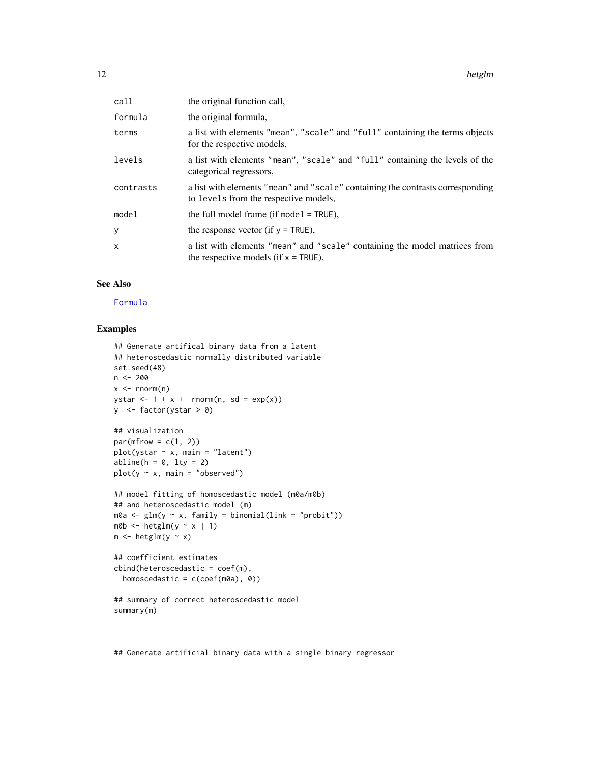| | |
|---|---|
| call | the original function call, |
| formula | the original formula, |
| terms | a list with elements "mean", "scale" and "full" containing the terms objects for the respective models, |
| levels | a list with elements "mean", "scale" and "full" containing the levels of the categorical regressors, |
| contrasts | a list with elements "mean" and "scale" containing the contrasts corresponding to levels from the respective models, |
| model | the full model frame (if model = TRUE), |
| y | the response vector (if y = TRUE), |
| x | a list with elements "mean" and "scale" containing the model matrices from the respective models (if x = TRUE). |

## See Also

Formula

## Examples

```
## Generate artifical binary data from a latent
## heteroscedastic normally distributed variable
set.seed(48)
n <- 200
x <- rnorm(n)
ystar <- 1 + x +  rnorm(n, sd = exp(x))
y  <- factor(ystar > 0)

## visualization
par(mfrow = c(1, 2))
plot(ystar ~ x, main = "latent")
abline(h = 0, lty = 2)
plot(y ~ x, main = "observed")

## model fitting of homoscedastic model (m0a/m0b)
## and heteroscedastic model (m)
m0a <- glm(y ~ x, family = binomial(link = "probit"))
m0b <- hetglm(y ~ x | 1)
m <- hetglm(y ~ x)

## coefficient estimates
cbind(heteroscedastic = coef(m),
  homoscedastic = c(coef(m0a), 0))

## summary of correct heteroscedastic model
summary(m)


## Generate artificial binary data with a single binary regressor
```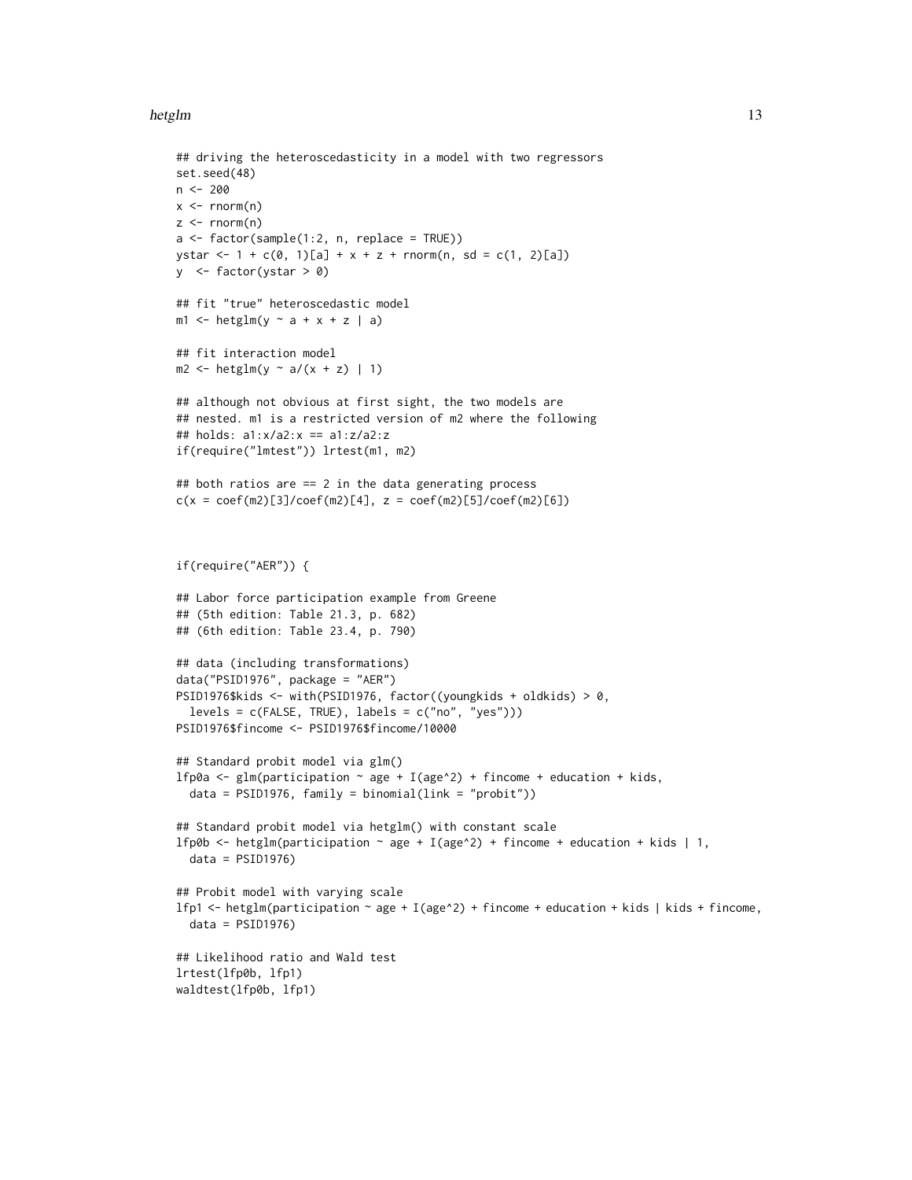```
## driving the heteroscedasticity in a model with two regressors
set.seed(48)
n <- 200
x <- rnorm(n)
z <- rnorm(n)
a <- factor(sample(1:2, n, replace = TRUE))
ystar <- 1 + c(0, 1)[a] + x + z + rnorm(n, sd = c(1, 2)[a])
y  <- factor(ystar > 0)

## fit "true" heteroscedastic model
m1 <- hetglm(y ~ a + x + z | a)

## fit interaction model
m2 <- hetglm(y ~ a/(x + z) | 1)

## although not obvious at first sight, the two models are
## nested. m1 is a restricted version of m2 where the following
## holds: a1:x/a2:x == a1:z/a2:z
if(require("lmtest")) lrtest(m1, m2)

## both ratios are == 2 in the data generating process
c(x = coef(m2)[3]/coef(m2)[4], z = coef(m2)[5]/coef(m2)[6])



if(require("AER")) {

## Labor force participation example from Greene
## (5th edition: Table 21.3, p. 682)
## (6th edition: Table 23.4, p. 790)

## data (including transformations)
data("PSID1976", package = "AER")
PSID1976$kids <- with(PSID1976, factor((youngkids + oldkids) > 0,
  levels = c(FALSE, TRUE), labels = c("no", "yes")))
PSID1976$fincome <- PSID1976$fincome/10000

## Standard probit model via glm()
lfp0a <- glm(participation ~ age + I(age^2) + fincome + education + kids,
  data = PSID1976, family = binomial(link = "probit"))

## Standard probit model via hetglm() with constant scale
lfp0b <- hetglm(participation ~ age + I(age^2) + fincome + education + kids | 1,
  data = PSID1976)

## Probit model with varying scale
lfp1 <- hetglm(participation ~ age + I(age^2) + fincome + education + kids | kids + fincome,
  data = PSID1976)

## Likelihood ratio and Wald test
lrtest(lfp0b, lfp1)
waldtest(lfp0b, lfp1)
```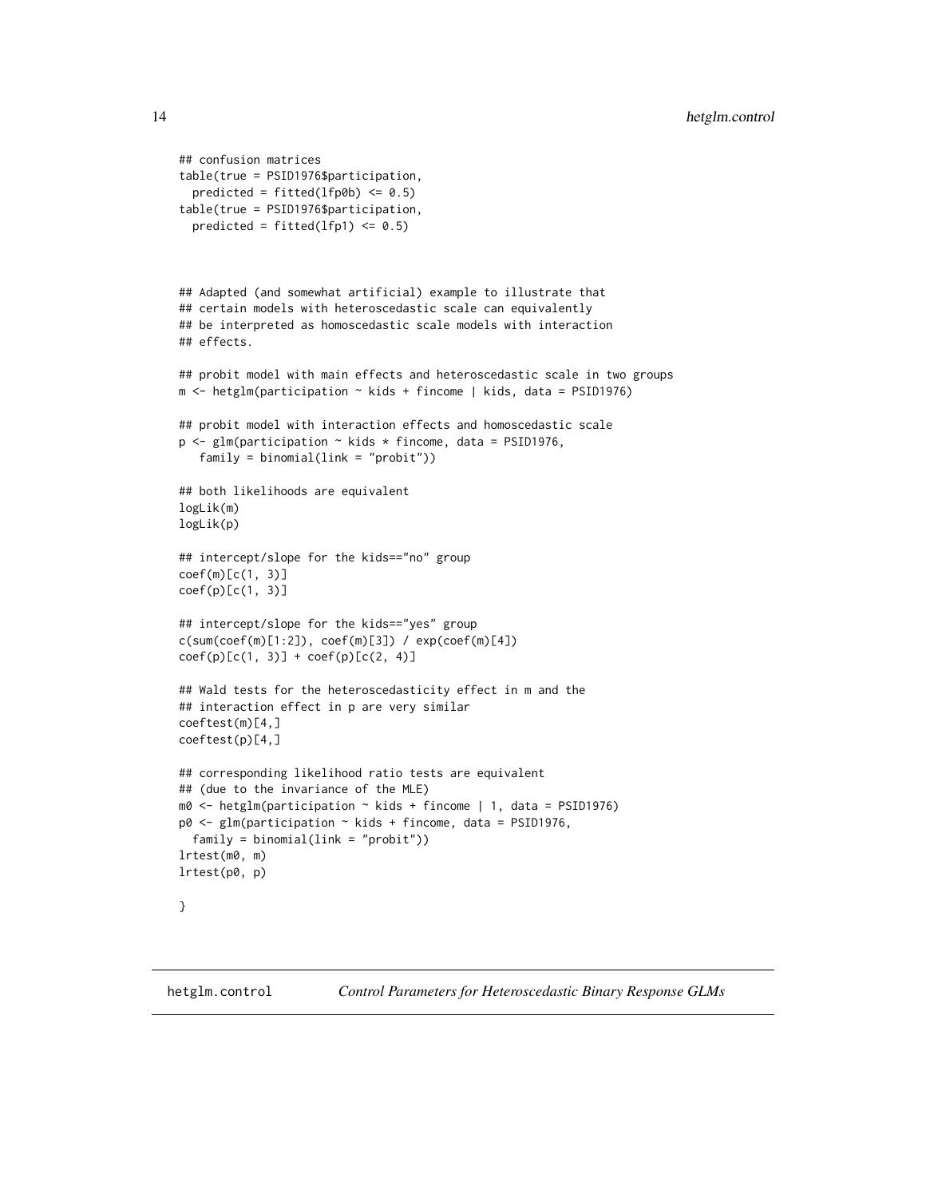```
## confusion matrices
table(true = PSID1976$participation,
  predicted = fitted(lfp0b) <= 0.5)
table(true = PSID1976$participation,
  predicted = fitted(lfp1) <= 0.5)



## Adapted (and somewhat artificial) example to illustrate that
## certain models with heteroscedastic scale can equivalently
## be interpreted as homoscedastic scale models with interaction
## effects.

## probit model with main effects and heteroscedastic scale in two groups
m <- hetglm(participation ~ kids + fincome | kids, data = PSID1976)

## probit model with interaction effects and homoscedastic scale
p <- glm(participation ~ kids * fincome, data = PSID1976,
   family = binomial(link = "probit"))

## both likelihoods are equivalent
logLik(m)
logLik(p)

## intercept/slope for the kids=="no" group
coef(m)[c(1, 3)]
coef(p)[c(1, 3)]

## intercept/slope for the kids=="yes" group
c(sum(coef(m)[1:2]), coef(m)[3]) / exp(coef(m)[4])
coef(p)[c(1, 3)] + coef(p)[c(2, 4)]

## Wald tests for the heteroscedasticity effect in m and the
## interaction effect in p are very similar
coeftest(m)[4,]
coeftest(p)[4,]

## corresponding likelihood ratio tests are equivalent
## (due to the invariance of the MLE)
m0 <- hetglm(participation ~ kids + fincome | 1, data = PSID1976)
p0 <- glm(participation ~ kids + fincome, data = PSID1976,
  family = binomial(link = "probit"))
lrtest(m0, m)
lrtest(p0, p)

}
```

---

## hetglm.control &nbsp;&nbsp;&nbsp; *Control Parameters for Heteroscedastic Binary Response GLMs*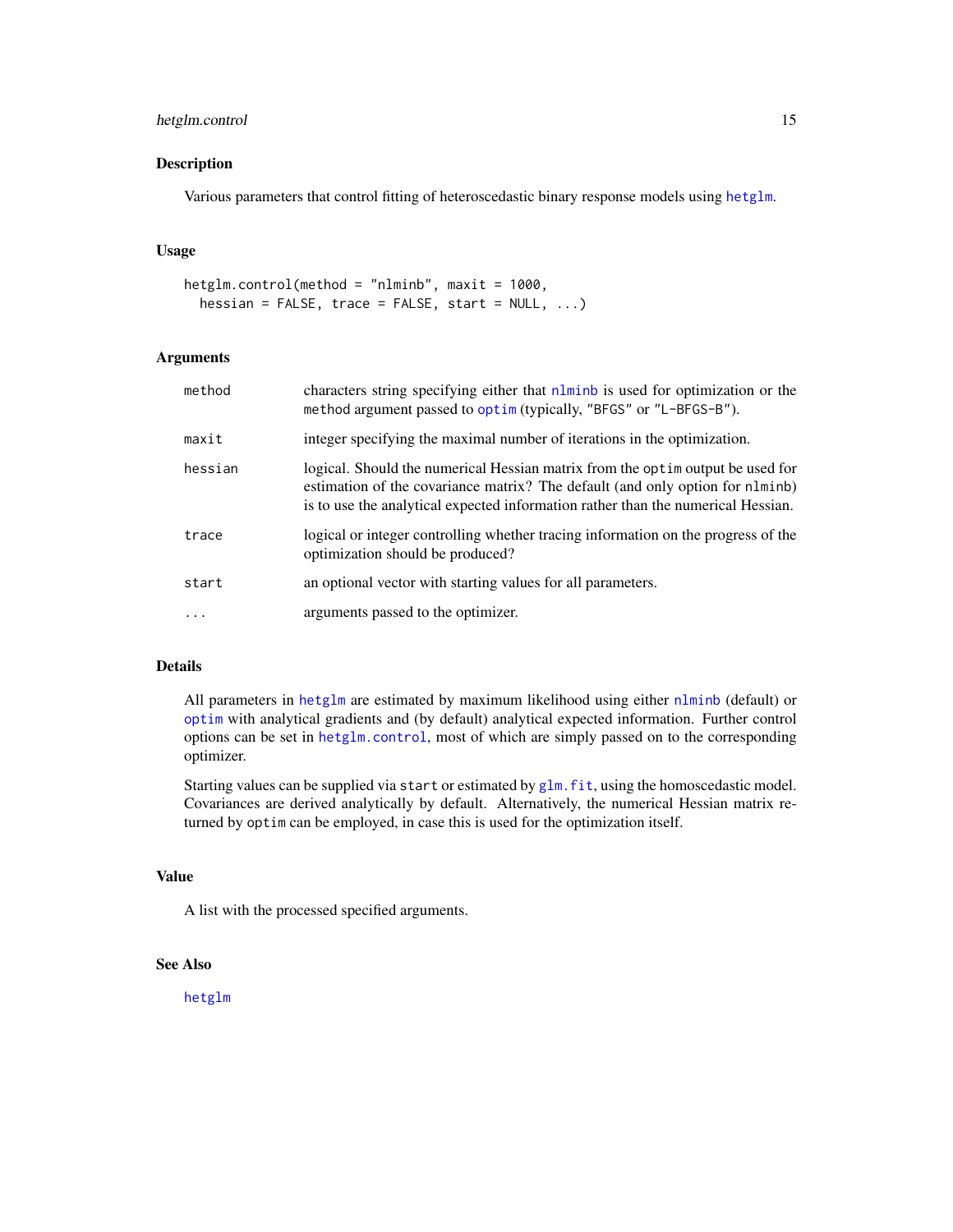## Description

Various parameters that control fitting of heteroscedastic binary response models using hetglm.

## Usage

```
hetglm.control(method = "nlminb", maxit = 1000,
  hessian = FALSE, trace = FALSE, start = NULL, ...)
```

## Arguments

| | |
|---|---|
| `method` | characters string specifying either that nlminb is used for optimization or the method argument passed to optim (typically, "BFGS" or "L-BFGS-B"). |
| `maxit` | integer specifying the maximal number of iterations in the optimization. |
| `hessian` | logical. Should the numerical Hessian matrix from the optim output be used for estimation of the covariance matrix? The default (and only option for nlminb) is to use the analytical expected information rather than the numerical Hessian. |
| `trace` | logical or integer controlling whether tracing information on the progress of the optimization should be produced? |
| `start` | an optional vector with starting values for all parameters. |
| `...` | arguments passed to the optimizer. |

## Details

All parameters in hetglm are estimated by maximum likelihood using either nlminb (default) or optim with analytical gradients and (by default) analytical expected information. Further control options can be set in hetglm.control, most of which are simply passed on to the corresponding optimizer.

Starting values can be supplied via start or estimated by glm.fit, using the homoscedastic model. Covariances are derived analytically by default. Alternatively, the numerical Hessian matrix returned by optim can be employed, in case this is used for the optimization itself.

## Value

A list with the processed specified arguments.

## See Also

hetglm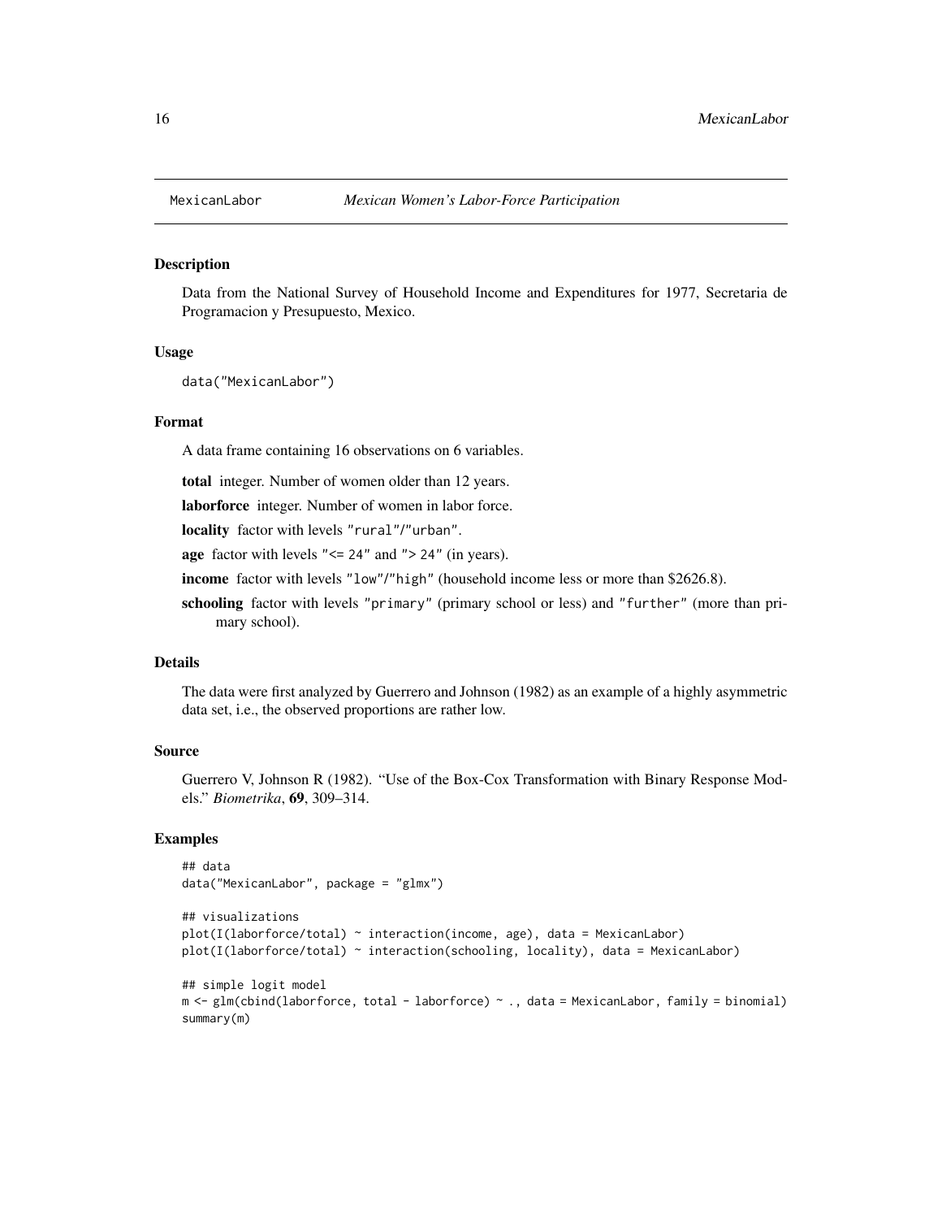# MexicanLabor — *Mexican Women's Labor-Force Participation*

## Description

Data from the National Survey of Household Income and Expenditures for 1977, Secretaria de Programacion y Presupuesto, Mexico.

## Usage

```
data("MexicanLabor")
```

## Format

A data frame containing 16 observations on 6 variables.

**total** integer. Number of women older than 12 years.

**laborforce** integer. Number of women in labor force.

**locality** factor with levels `"rural"`/`"urban"`.

**age** factor with levels `"<= 24"` and `"> 24"` (in years).

**income** factor with levels `"low"`/`"high"` (household income less or more than $2626.8).

**schooling** factor with levels `"primary"` (primary school or less) and `"further"` (more than primary school).

## Details

The data were first analyzed by Guerrero and Johnson (1982) as an example of a highly asymmetric data set, i.e., the observed proportions are rather low.

## Source

Guerrero V, Johnson R (1982). "Use of the Box-Cox Transformation with Binary Response Models." *Biometrika*, **69**, 309–314.

## Examples

```
## data
data("MexicanLabor", package = "glmx")

## visualizations
plot(I(laborforce/total) ~ interaction(income, age), data = MexicanLabor)
plot(I(laborforce/total) ~ interaction(schooling, locality), data = MexicanLabor)

## simple logit model
m <- glm(cbind(laborforce, total - laborforce) ~ ., data = MexicanLabor, family = binomial)
summary(m)
```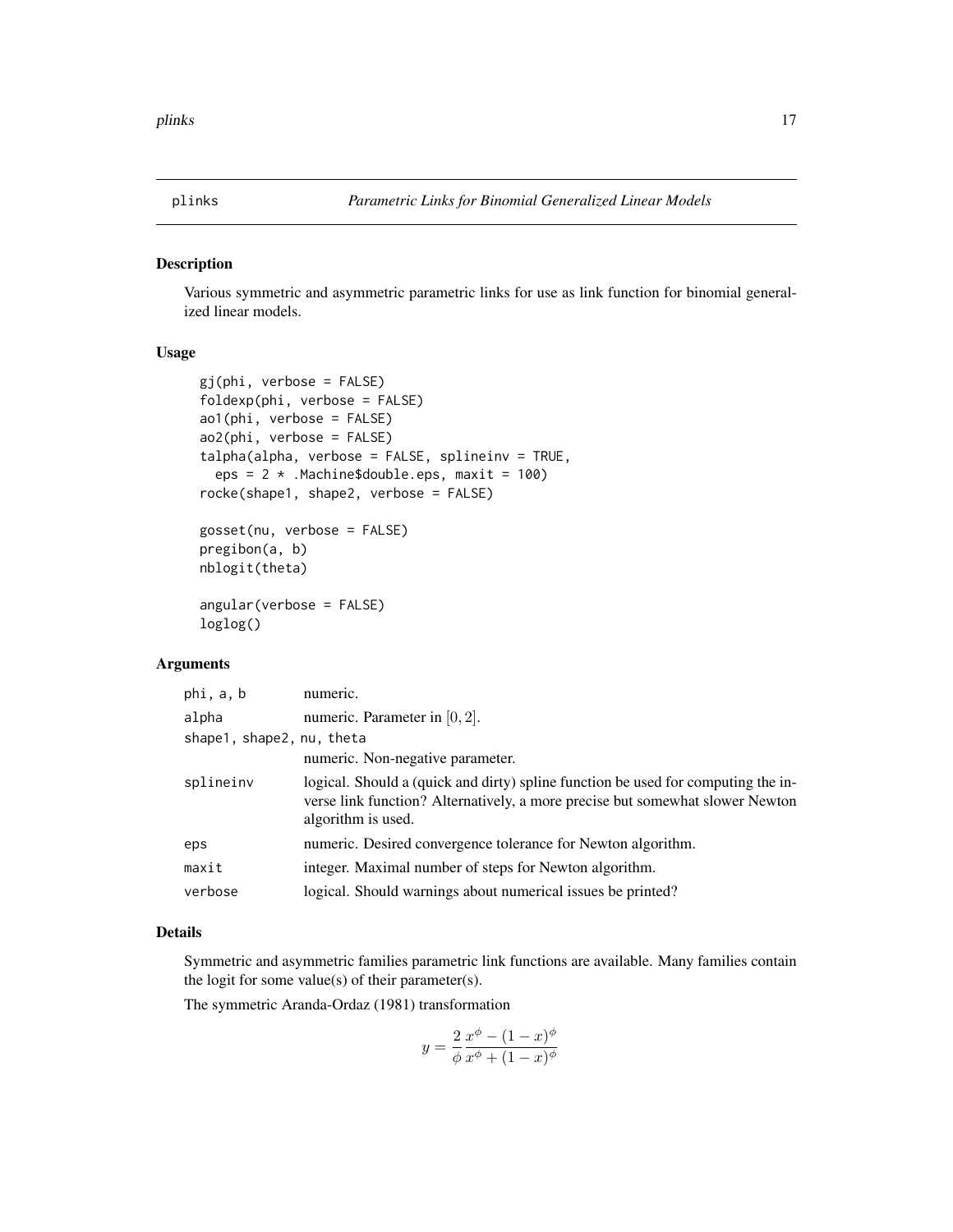## plinks — *Parametric Links for Binomial Generalized Linear Models*

### Description

Various symmetric and asymmetric parametric links for use as link function for binomial generalized linear models.

### Usage

```
gj(phi, verbose = FALSE)
foldexp(phi, verbose = FALSE)
ao1(phi, verbose = FALSE)
ao2(phi, verbose = FALSE)
talpha(alpha, verbose = FALSE, splineinv = TRUE,
  eps = 2 * .Machine$double.eps, maxit = 100)
rocke(shape1, shape2, verbose = FALSE)

gosset(nu, verbose = FALSE)
pregibon(a, b)
nblogit(theta)

angular(verbose = FALSE)
loglog()
```

### Arguments

| | |
|---|---|
| `phi, a, b` | numeric. |
| `alpha` | numeric. Parameter in $[0, 2]$. |
| `shape1, shape2, nu, theta` | numeric. Non-negative parameter. |
| `splineinv` | logical. Should a (quick and dirty) spline function be used for computing the inverse link function? Alternatively, a more precise but somewhat slower Newton algorithm is used. |
| `eps` | numeric. Desired convergence tolerance for Newton algorithm. |
| `maxit` | integer. Maximal number of steps for Newton algorithm. |
| `verbose` | logical. Should warnings about numerical issues be printed? |

### Details

Symmetric and asymmetric families parametric link functions are available. Many families contain the logit for some value(s) of their parameter(s).

The symmetric Aranda-Ordaz (1981) transformation

$$y = \frac{2}{\phi} \frac{x^{\phi} - (1 - x)^{\phi}}{x^{\phi} + (1 - x)^{\phi}}$$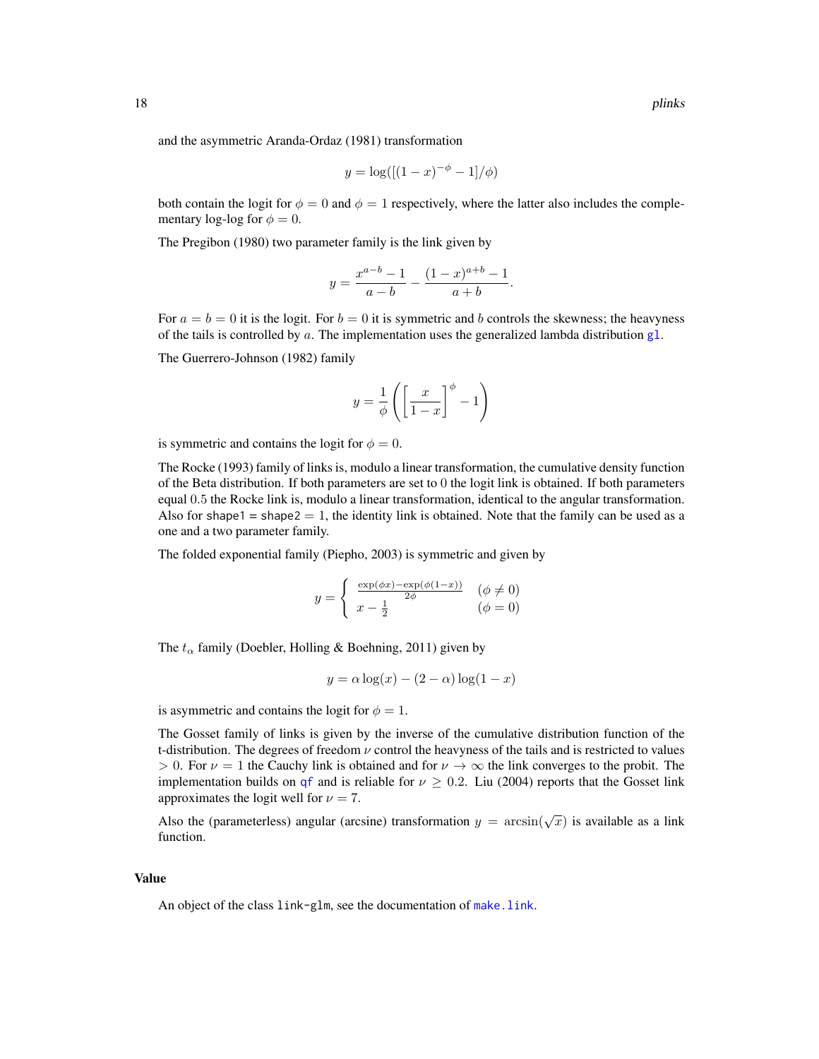and the asymmetric Aranda-Ordaz (1981) transformation

$$y = \log([(1-x)^{-\phi} - 1]/\phi)$$

both contain the logit for $\phi = 0$ and $\phi = 1$ respectively, where the latter also includes the complementary log-log for $\phi = 0$.

The Pregibon (1980) two parameter family is the link given by

$$y = \frac{x^{a-b} - 1}{a - b} - \frac{(1-x)^{a+b} - 1}{a + b}.$$

For $a = b = 0$ it is the logit. For $b = 0$ it is symmetric and $b$ controls the skewness; the heavyness of the tails is controlled by $a$. The implementation uses the generalized lambda distribution gl.

The Guerrero-Johnson (1982) family

$$y = \frac{1}{\phi}\left(\left[\frac{x}{1-x}\right]^{\phi} - 1\right)$$

is symmetric and contains the logit for $\phi = 0$.

The Rocke (1993) family of links is, modulo a linear transformation, the cumulative density function of the Beta distribution. If both parameters are set to 0 the logit link is obtained. If both parameters equal 0.5 the Rocke link is, modulo a linear transformation, identical to the angular transformation. Also for shape1 = shape2 = 1, the identity link is obtained. Note that the family can be used as a one and a two parameter family.

The folded exponential family (Piepho, 2003) is symmetric and given by

$$y = \begin{cases} \frac{\exp(\phi x) - \exp(\phi(1-x))}{2\phi} & (\phi \neq 0) \\ x - \frac{1}{2} & (\phi = 0) \end{cases}$$

The $t_\alpha$ family (Doebler, Holling & Boehning, 2011) given by

$$y = \alpha \log(x) - (2 - \alpha)\log(1-x)$$

is asymmetric and contains the logit for $\phi = 1$.

The Gosset family of links is given by the inverse of the cumulative distribution function of the t-distribution. The degrees of freedom $\nu$ control the heavyness of the tails and is restricted to values $> 0$. For $\nu = 1$ the Cauchy link is obtained and for $\nu \to \infty$ the link converges to the probit. The implementation builds on qf and is reliable for $\nu \geq 0.2$. Liu (2004) reports that the Gosset link approximates the logit well for $\nu = 7$.

Also the (parameterless) angular (arcsine) transformation $y = \arcsin(\sqrt{x})$ is available as a link function.

## Value

An object of the class link-glm, see the documentation of make.link.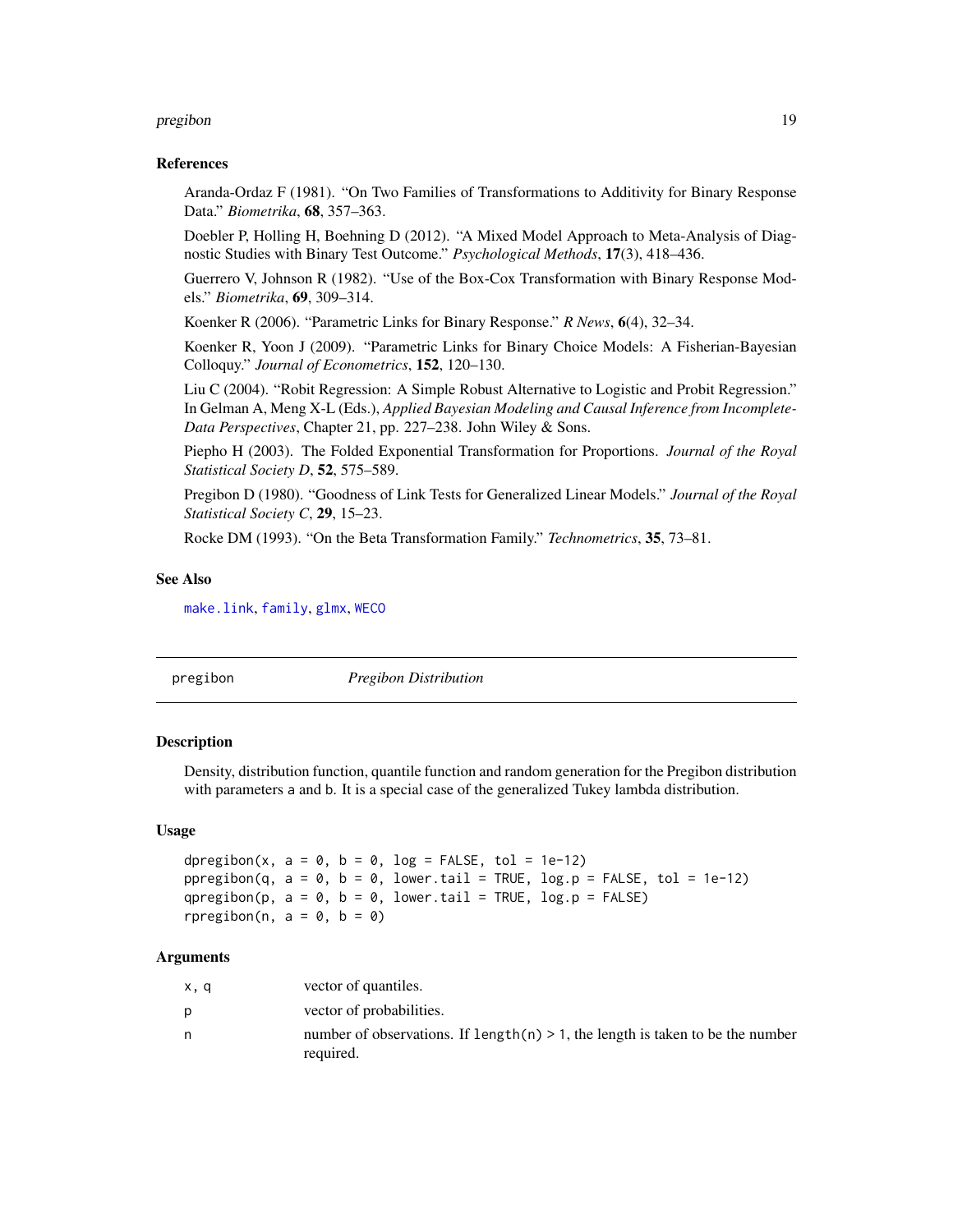### References

Aranda-Ordaz F (1981). "On Two Families of Transformations to Additivity for Binary Response Data." *Biometrika*, **68**, 357–363.

Doebler P, Holling H, Boehning D (2012). "A Mixed Model Approach to Meta-Analysis of Diagnostic Studies with Binary Test Outcome." *Psychological Methods*, **17**(3), 418–436.

Guerrero V, Johnson R (1982). "Use of the Box-Cox Transformation with Binary Response Models." *Biometrika*, **69**, 309–314.

Koenker R (2006). "Parametric Links for Binary Response." *R News*, **6**(4), 32–34.

Koenker R, Yoon J (2009). "Parametric Links for Binary Choice Models: A Fisherian-Bayesian Colloquy." *Journal of Econometrics*, **152**, 120–130.

Liu C (2004). "Robit Regression: A Simple Robust Alternative to Logistic and Probit Regression." In Gelman A, Meng X-L (Eds.), *Applied Bayesian Modeling and Causal Inference from Incomplete-Data Perspectives*, Chapter 21, pp. 227–238. John Wiley & Sons.

Piepho H (2003). The Folded Exponential Transformation for Proportions. *Journal of the Royal Statistical Society D*, **52**, 575–589.

Pregibon D (1980). "Goodness of Link Tests for Generalized Linear Models." *Journal of the Royal Statistical Society C*, **29**, 15–23.

Rocke DM (1993). "On the Beta Transformation Family." *Technometrics*, **35**, 73–81.

### See Also

make.link, family, glmx, WECO

---

## pregibon — *Pregibon Distribution*

### Description

Density, distribution function, quantile function and random generation for the Pregibon distribution with parameters a and b. It is a special case of the generalized Tukey lambda distribution.

### Usage

```
dpregibon(x, a = 0, b = 0, log = FALSE, tol = 1e-12)
ppregibon(q, a = 0, b = 0, lower.tail = TRUE, log.p = FALSE, tol = 1e-12)
qpregibon(p, a = 0, b = 0, lower.tail = TRUE, log.p = FALSE)
rpregibon(n, a = 0, b = 0)
```

### Arguments

| | |
|---|---|
| x, q | vector of quantiles. |
| p | vector of probabilities. |
| n | number of observations. If length(n) > 1, the length is taken to be the number required. |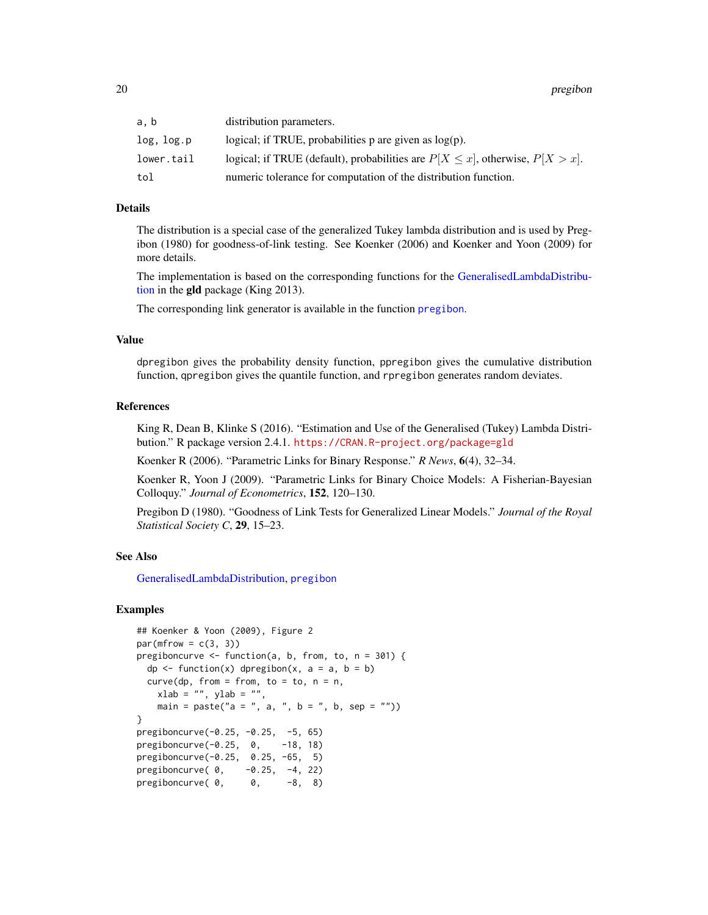| | |
|---|---|
| a, b | distribution parameters. |
| log, log.p | logical; if TRUE, probabilities p are given as log(p). |
| lower.tail | logical; if TRUE (default), probabilities are $P[X \le x]$, otherwise, $P[X > x]$. |
| tol | numeric tolerance for computation of the distribution function. |

### Details

The distribution is a special case of the generalized Tukey lambda distribution and is used by Pregibon (1980) for goodness-of-link testing. See Koenker (2006) and Koenker and Yoon (2009) for more details.

The implementation is based on the corresponding functions for the GeneralisedLambdaDistribution in the **gld** package (King 2013).

The corresponding link generator is available in the function `pregibon`.

### Value

`dpregibon` gives the probability density function, `ppregibon` gives the cumulative distribution function, `qpregibon` gives the quantile function, and `rpregibon` generates random deviates.

### References

King R, Dean B, Klinke S (2016). "Estimation and Use of the Generalised (Tukey) Lambda Distribution." R package version 2.4.1. https://CRAN.R-project.org/package=gld

Koenker R (2006). "Parametric Links for Binary Response." *R News*, **6**(4), 32–34.

Koenker R, Yoon J (2009). "Parametric Links for Binary Choice Models: A Fisherian-Bayesian Colloquy." *Journal of Econometrics*, **152**, 120–130.

Pregibon D (1980). "Goodness of Link Tests for Generalized Linear Models." *Journal of the Royal Statistical Society C*, **29**, 15–23.

### See Also

GeneralisedLambdaDistribution, `pregibon`

### Examples

```
## Koenker & Yoon (2009), Figure 2
par(mfrow = c(3, 3))
pregiboncurve <- function(a, b, from, to, n = 301) {
  dp <- function(x) dpregibon(x, a = a, b = b)
  curve(dp, from = from, to = to, n = n,
    xlab = "", ylab = "",
    main = paste("a = ", a, ", b = ", b, sep = ""))
}
pregiboncurve(-0.25, -0.25,  -5, 65)
pregiboncurve(-0.25,  0,    -18, 18)
pregiboncurve(-0.25,  0.25, -65,  5)
pregiboncurve( 0,    -0.25,  -4, 22)
pregiboncurve( 0,     0,     -8,  8)
```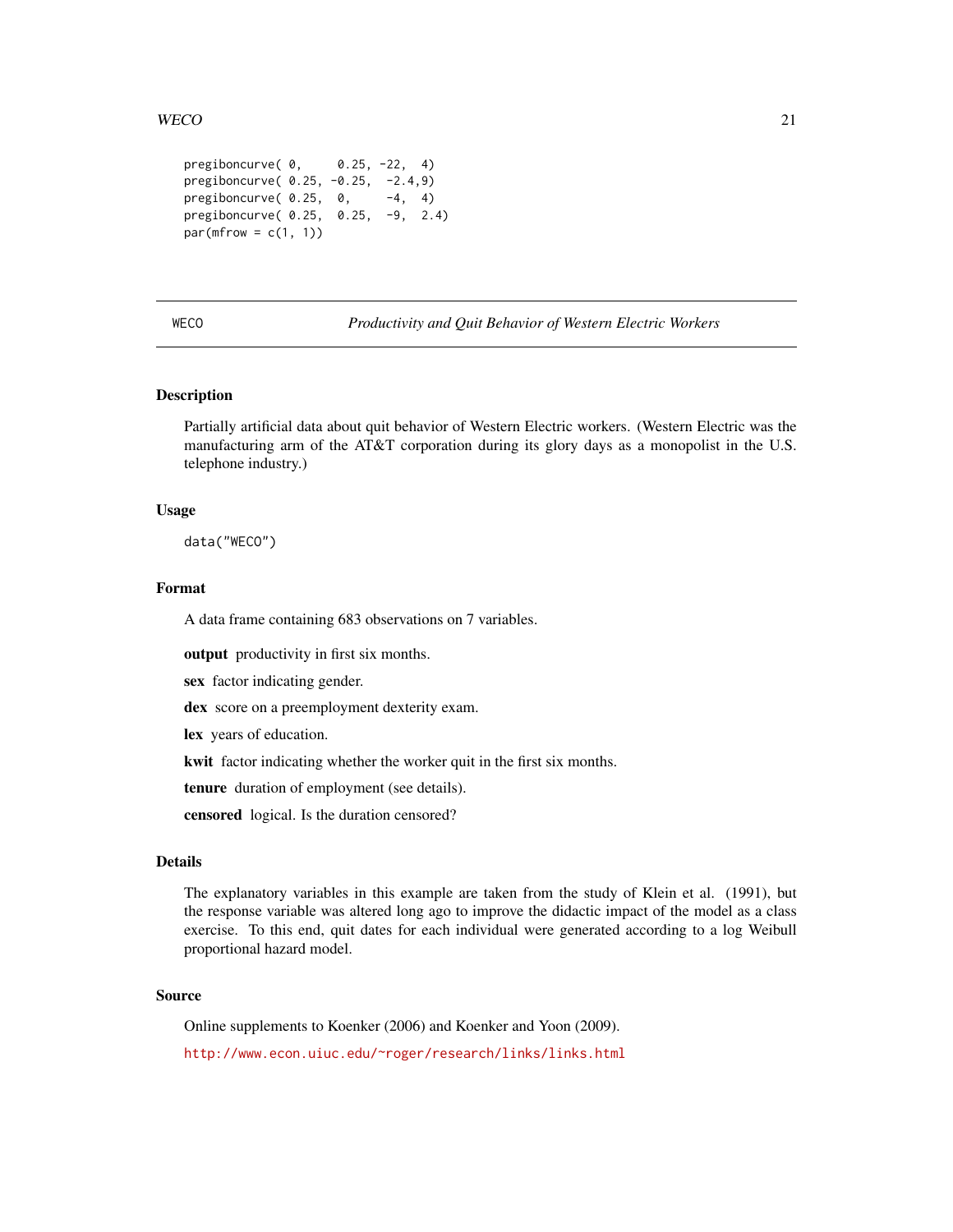```
pregiboncurve( 0,     0.25, -22,  4)
pregiboncurve( 0.25, -0.25,  -2.4,9)
pregiboncurve( 0.25,  0,     -4,  4)
pregiboncurve( 0.25,  0.25,  -9,  2.4)
par(mfrow = c(1, 1))
```

---

WECO — *Productivity and Quit Behavior of Western Electric Workers*

---

## Description

Partially artificial data about quit behavior of Western Electric workers. (Western Electric was the manufacturing arm of the AT&T corporation during its glory days as a monopolist in the U.S. telephone industry.)

## Usage

```
data("WECO")
```

## Format

A data frame containing 683 observations on 7 variables.

**output** productivity in first six months.

**sex** factor indicating gender.

**dex** score on a preemployment dexterity exam.

**lex** years of education.

**kwit** factor indicating whether the worker quit in the first six months.

**tenure** duration of employment (see details).

**censored** logical. Is the duration censored?

## Details

The explanatory variables in this example are taken from the study of Klein et al. (1991), but the response variable was altered long ago to improve the didactic impact of the model as a class exercise. To this end, quit dates for each individual were generated according to a log Weibull proportional hazard model.

## Source

Online supplements to Koenker (2006) and Koenker and Yoon (2009).

http://www.econ.uiuc.edu/~roger/research/links/links.html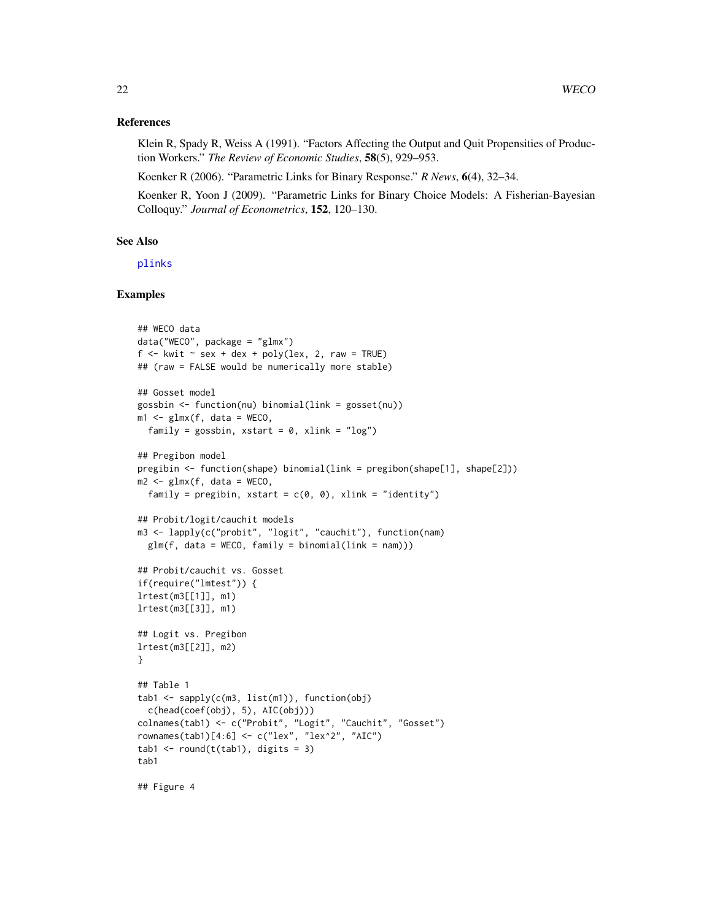### References

Klein R, Spady R, Weiss A (1991). "Factors Affecting the Output and Quit Propensities of Production Workers." *The Review of Economic Studies*, **58**(5), 929–953.

Koenker R (2006). "Parametric Links for Binary Response." *R News*, **6**(4), 32–34.

Koenker R, Yoon J (2009). "Parametric Links for Binary Choice Models: A Fisherian-Bayesian Colloquy." *Journal of Econometrics*, **152**, 120–130.

### See Also

plinks

### Examples

```
## WECO data
data("WECO", package = "glmx")
f <- kwit ~ sex + dex + poly(lex, 2, raw = TRUE)
## (raw = FALSE would be numerically more stable)

## Gosset model
gossbin <- function(nu) binomial(link = gosset(nu))
m1 <- glmx(f, data = WECO,
  family = gossbin, xstart = 0, xlink = "log")

## Pregibon model
pregibin <- function(shape) binomial(link = pregibon(shape[1], shape[2]))
m2 <- glmx(f, data = WECO,
  family = pregibin, xstart = c(0, 0), xlink = "identity")

## Probit/logit/cauchit models
m3 <- lapply(c("probit", "logit", "cauchit"), function(nam)
  glm(f, data = WECO, family = binomial(link = nam)))

## Probit/cauchit vs. Gosset
if(require("lmtest")) {
lrtest(m3[[1]], m1)
lrtest(m3[[3]], m1)

## Logit vs. Pregibon
lrtest(m3[[2]], m2)
}

## Table 1
tab1 <- sapply(c(m3, list(m1)), function(obj)
  c(head(coef(obj), 5), AIC(obj)))
colnames(tab1) <- c("Probit", "Logit", "Cauchit", "Gosset")
rownames(tab1)[4:6] <- c("lex", "lex^2", "AIC")
tab1 <- round(t(tab1), digits = 3)
tab1

## Figure 4
```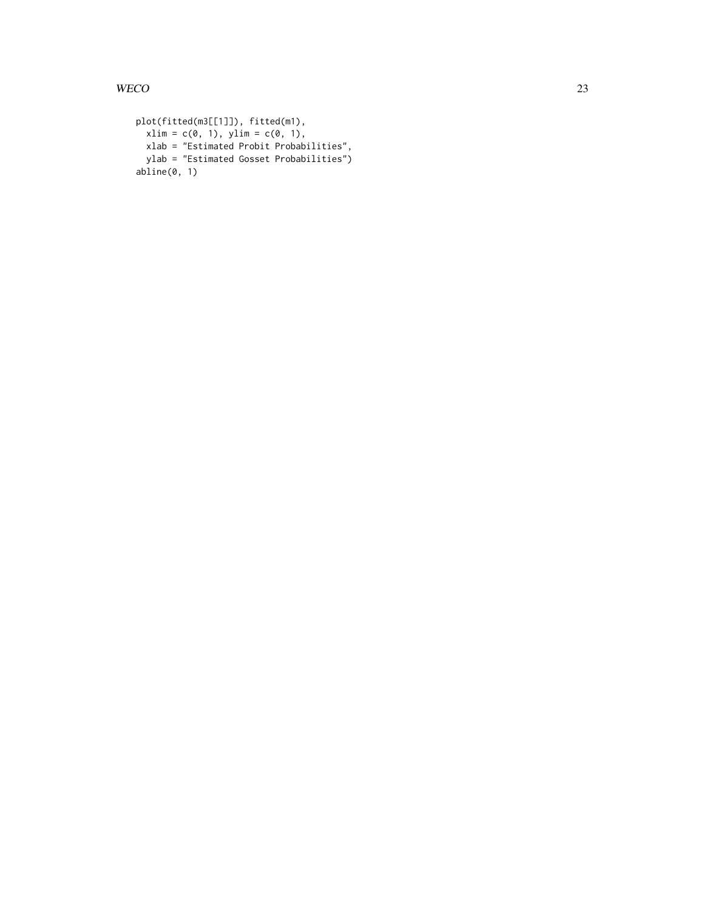```
plot(fitted(m3[[1]]), fitted(m1),
  xlim = c(0, 1), ylim = c(0, 1),
  xlab = "Estimated Probit Probabilities",
  ylab = "Estimated Gosset Probabilities")
abline(0, 1)
```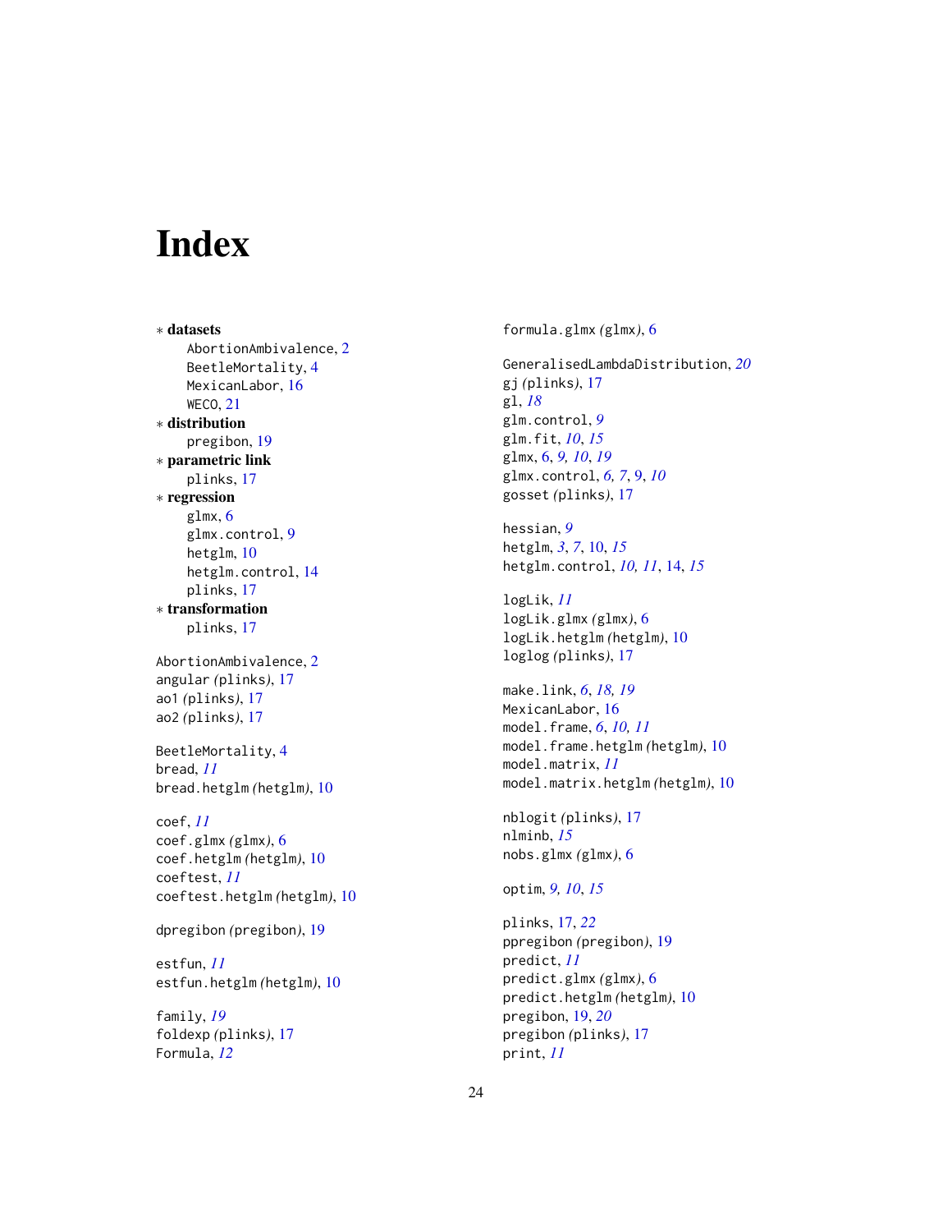# Index

* **datasets**
    AbortionAmbivalence, 2
    BeetleMortality, 4
    MexicanLabor, 16
    WECO, 21
* **distribution**
    pregibon, 19
* **parametric link**
    plinks, 17
* **regression**
    glmx, 6
    glmx.control, 9
    hetglm, 10
    hetglm.control, 14
    plinks, 17
* **transformation**
    plinks, 17

AbortionAmbivalence, 2
angular *(plinks)*, 17
ao1 *(plinks)*, 17
ao2 *(plinks)*, 17

BeetleMortality, 4
bread, *11*
bread.hetglm *(hetglm)*, 10

coef, *11*
coef.glmx *(glmx)*, 6
coef.hetglm *(hetglm)*, 10
coeftest, *11*
coeftest.hetglm *(hetglm)*, 10

dpregibon *(pregibon)*, 19

estfun, *11*
estfun.hetglm *(hetglm)*, 10

family, *19*
foldexp *(plinks)*, 17
Formula, *12*
formula.glmx *(glmx)*, 6

GeneralisedLambdaDistribution, *20*
gj *(plinks)*, 17
gl, *18*
glm.control, *9*
glm.fit, *10*, *15*
glmx, 6, *9, 10*, *19*
glmx.control, *6, 7*, 9, *10*
gosset *(plinks)*, 17

hessian, *9*
hetglm, *3*, *7*, 10, *15*
hetglm.control, *10, 11*, 14, *15*

logLik, *11*
logLik.glmx *(glmx)*, 6
logLik.hetglm *(hetglm)*, 10
loglog *(plinks)*, 17

make.link, *6*, *18, 19*
MexicanLabor, 16
model.frame, *6*, *10, 11*
model.frame.hetglm *(hetglm)*, 10
model.matrix, *11*
model.matrix.hetglm *(hetglm)*, 10

nblogit *(plinks)*, 17
nlminb, *15*
nobs.glmx *(glmx)*, 6

optim, *9, 10*, *15*

plinks, 17, *22*
ppregibon *(pregibon)*, 19
predict, *11*
predict.glmx *(glmx)*, 6
predict.hetglm *(hetglm)*, 10
pregibon, 19, *20*
pregibon *(plinks)*, 17
print, *11*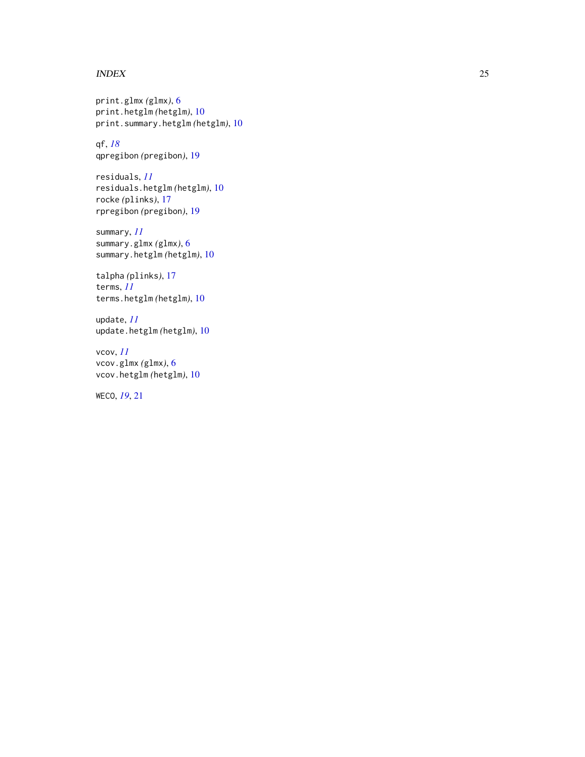print.glmx *(*glmx*)*, 6
print.hetglm *(*hetglm*)*, 10
print.summary.hetglm *(*hetglm*)*, 10

qf, *18*
qpregibon *(*pregibon*)*, 19

residuals, *11*
residuals.hetglm *(*hetglm*)*, 10
rocke *(*plinks*)*, 17
rpregibon *(*pregibon*)*, 19

summary, *11*
summary.glmx *(*glmx*)*, 6
summary.hetglm *(*hetglm*)*, 10

talpha *(*plinks*)*, 17
terms, *11*
terms.hetglm *(*hetglm*)*, 10

update, *11*
update.hetglm *(*hetglm*)*, 10

vcov, *11*
vcov.glmx *(*glmx*)*, 6
vcov.hetglm *(*hetglm*)*, 10

WECO, *19*, 21